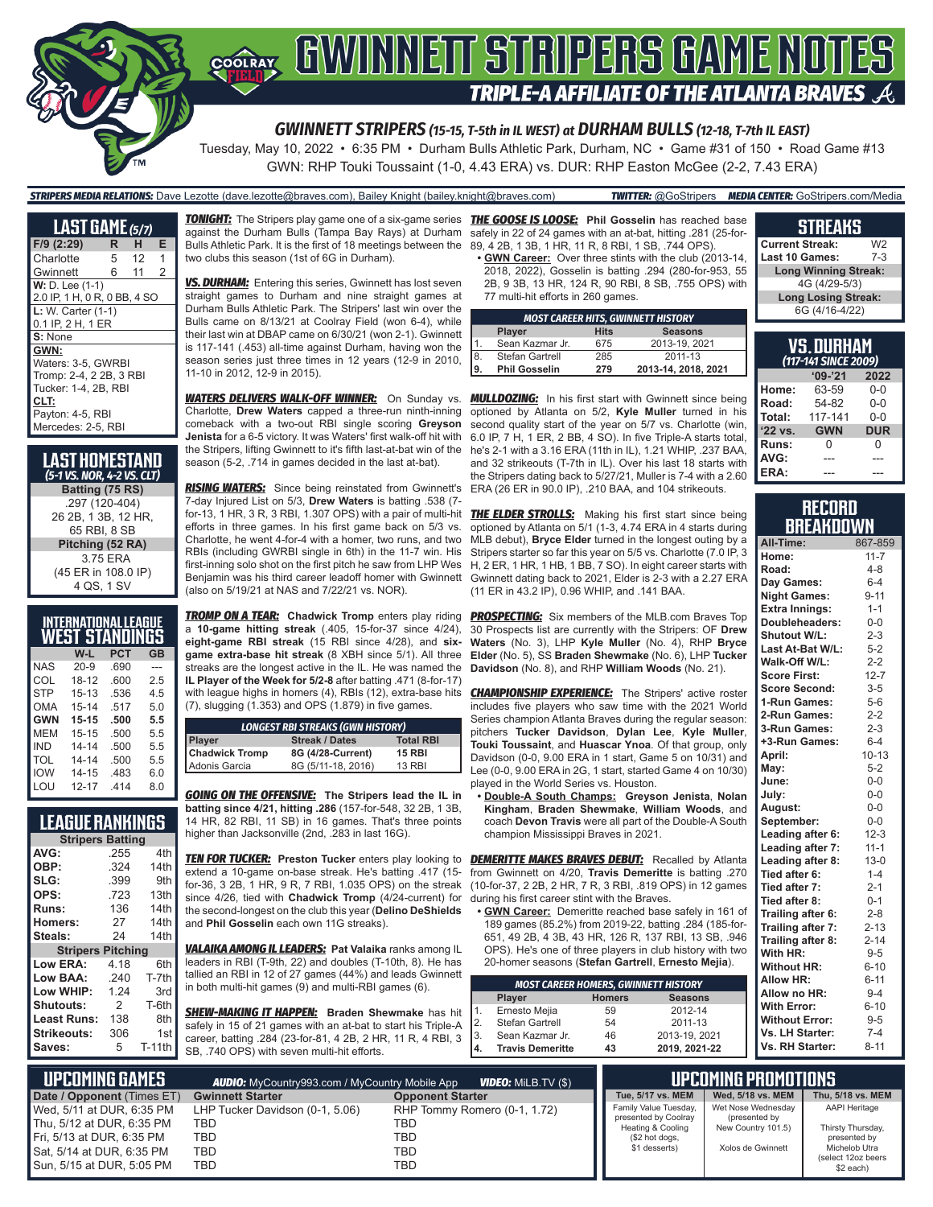# GWINNETT STRIPERS GAME NOTES

## TRIPLE-A AFFILIATE OF THE ATLANTA BRAVES

### GWINNETT STRIPERS (15-15, T-5th in IL WEST) at DURHAM BULLS (12-18, T-7th IL EAST)

Tuesday, May 10, 2022 • 6:35 PM • Durham Bulls Athletic Park, Durham, NC • Game #31 of 150 • Road Game #13

GWN: RHP Touki Toussaint (1-0, 4.43 ERA) vs. DUR: RHP Easton McGee (2-2, 7.43 ERA)

**STRIPERS MEDIA RELATIONS:** Dave Lezotte (dave.lezotte@braves.com), Bailey Knight (bailey.knight@braves.com) **TWITTER:** @GoStripers **MEDIA CENTER:** GoStripers.com/Media

## LAST GAME (5/7)

| F/9 (2:29) | R | H | E |
|---|---|---|---|
| Charlotte | 5 | 12 | 1 |
| Gwinnett | 6 | 11 | 2 |

**W:** D. Lee (1-1)
2.0 IP, 1 H, 0 R, 0 BB, 4 SO

**L:** W. Carter (1-1)
0.1 IP, 2 H, 1 ER

**S:** None

**GWN:**
Waters: 3-5, GWRBI
Tromp: 2-4, 2 2B, 3 RBI
Tucker: 1-4, 2B, RBI

**CLT:**
Payton: 4-5, RBI
Mercedes: 2-5, RBI

## LAST HOMESTAND
### (5-1 VS. NOR, 4-2 VS. CLT)

**Batting (75 RS)**
.297 (120-404)
26 2B, 1 3B, 12 HR,
65 RBI, 8 SB

**Pitching (52 RA)**
3.75 ERA
(45 ER in 108.0 IP)
4 QS, 1 SV

## INTERNATIONAL LEAGUE WEST STANDINGS

| | W-L | PCT | GB |
|---|---|---|---|
| NAS | 20-9 | .690 | --- |
| COL | 18-12 | .600 | 2.5 |
| STP | 15-13 | .536 | 4.5 |
| OMA | 15-14 | .517 | 5.0 |
| **GWN** | **15-15** | **.500** | **5.5** |
| MEM | 15-15 | .500 | 5.5 |
| IND | 14-14 | .500 | 5.5 |
| TOL | 14-14 | .500 | 5.5 |
| IOW | 14-15 | .483 | 6.0 |
| LOU | 12-17 | .414 | 8.0 |

## LEAGUE RANKINGS

| Stripers Batting | | |
|---|---|---|
| AVG: | .255 | 4th |
| OBP: | .324 | 14th |
| SLG: | .399 | 9th |
| OPS: | .723 | 13th |
| Runs: | 136 | 14th |
| Homers: | 27 | 14th |
| Steals: | 24 | 14th |
| **Stripers Pitching** | | |
| Low ERA: | 4.18 | 6th |
| Low BAA: | .240 | T-7th |
| Low WHIP: | 1.24 | 3rd |
| Shutouts: | 2 | T-6th |
| Least Runs: | 138 | 8th |
| Strikeouts: | 306 | 1st |
| Saves: | 5 | T-11th |

**TONIGHT:** The Stripers play game one of a six-game series against the Durham Bulls (Tampa Bay Rays) at Durham Bulls Athletic Park. It is the first of 18 meetings between the two clubs this season (1st of 6G in Durham).

**VS. DURHAM:** Entering this series, Gwinnett has lost seven straight games to Durham and nine straight games at Durham Bulls Athletic Park. The Stripers' last win over the Bulls came on 8/13/21 at Coolray Field (won 6-4), while their last win at DBAP came on 6/30/21 (won 2-1). Gwinnett is 117-141 (.453) all-time against Durham, having won the season series just three times in 12 years (12-9 in 2010, 11-10 in 2012, 12-9 in 2015).

**WATERS DELIVERS WALK-OFF WINNER:** On Sunday vs. Charlotte, **Drew Waters** capped a three-run ninth-inning comeback with a two-out RBI single scoring **Greyson Jenista** for a 6-5 victory. It was Waters' first walk-off hit with the Stripers, lifting Gwinnett to it's fifth last-at-bat win of the season (5-2, .714 in games decided in the last at-bat).

**RISING WATERS:** Since being reinstated from Gwinnett's 7-day Injured List on 5/3, **Drew Waters** is batting .538 (7-for-13, 1 HR, 3 R, 3 RBI, 1.307 OPS) with a pair of multi-hit efforts in three games. In his first game back on 5/3 vs. Charlotte, he went 4-for-4 with a homer, two runs, and two RBIs (including GWRBI single in 6th) in the 11-7 win. His first-inning solo shot on the first pitch he saw from LHP Wes Benjamin was his third career leadoff homer with Gwinnett (also on 5/19/21 at NAS and 7/22/21 vs. NOR).

**TROMP ON A TEAR:** **Chadwick Tromp** enters play riding a **10-game hitting streak** (.405, 15-for-37 since 4/24), **eight-game RBI streak** (15 RBI since 4/28), and **six-game extra-base hit streak** (8 XBH since 5/1). All three streaks are the longest active in the IL. He was named the **IL Player of the Week for 5/2-8** after batting .471 (8-for-17) with league highs in homers (4), RBIs (12), extra-base hits (7), slugging (1.353) and OPS (1.879) in five games.

| LONGEST RBI STREAKS (GWN HISTORY) | | |
|---|---|---|
| **Player** | **Streak / Dates** | **Total RBI** |
| **Chadwick Tromp** | **8G (4/28-Current)** | **15 RBI** |
| Adonis Garcia | 8G (5/11-18, 2016) | 13 RBI |

**GOING ON THE OFFENSIVE:** **The Stripers lead the IL in batting since 4/21, hitting .286** (157-for-548, 32 2B, 1 3B, 14 HR, 82 RBI, 11 SB) in 16 games. That's three points higher than Jacksonville (2nd, .283 in last 16G).

**TEN FOR TUCKER:** **Preston Tucker** enters play looking to extend a 10-game on-base streak. He's batting .417 (15-for-36, 3 2B, 1 HR, 9 R, 7 RBI, 1.035 OPS) on the streak since 4/26, tied with **Chadwick Tromp** (4/24-current) for the second-longest on the club this year (**Delino DeShields** and **Phil Gosselin** each own 11G streaks).

**VALAIKA AMONG IL LEADERS:** **Pat Valaika** ranks among IL leaders in RBI (T-9th, 22) and doubles (T-10th, 8). He has tallied an RBI in 12 of 27 games (44%) and leads Gwinnett in both multi-hit games (9) and multi-RBI games (6).

**SHEW-MAKING IT HAPPEN:** **Braden Shewmake** has hit safely in 15 of 21 games with an at-bat to start his Triple-A career, batting .284 (23-for-81, 4 2B, 2 HR, 11 R, 4 RBI, 3 SB, .740 OPS) with seven multi-hit efforts.

**THE GOOSE IS LOOSE:** **Phil Gosselin** has reached base safely in 22 of 24 games with an at-bat, hitting .281 (25-for-89, 4 2B, 1 3B, 1 HR, 11 R, 8 RBI, 1 SB, .744 OPS).

- **GWN Career:** Over three stints with the club (2013-14, 2018, 2022), Gosselin is batting .294 (280-for-953, 55 2B, 9 3B, 13 HR, 124 R, 90 RBI, 8 SB, .755 OPS) with 77 multi-hit efforts in 260 games.

| MOST CAREER HITS, GWINNETT HISTORY | | | |
|---|---|---|---|
| | **Player** | **Hits** | **Seasons** |
| 1. | Sean Kazmar Jr. | 675 | 2013-19, 2021 |
| 8. | Stefan Gartrell | 285 | 2011-13 |
| **9.** | **Phil Gosselin** | **279** | **2013-14, 2018, 2021** |

**MULLDOZING:** In his first start with Gwinnett since being optioned by Atlanta on 5/2, **Kyle Muller** turned in his second quality start of the year on 5/7 vs. Charlotte (win, 6.0 IP, 7 H, 1 ER, 2 BB, 4 SO). In five Triple-A starts total, he's 2-1 with a 3.16 ERA (11th in IL), 1.21 WHIP, .237 BAA, and 32 strikeouts (T-7th in IL). Over his last 18 starts with the Stripers dating back to 5/27/21, Muller is 7-4 with a 2.60 ERA (26 ER in 90.0 IP), .210 BAA, and 104 strikeouts.

**THE ELDER STROLLS:** Making his first start since being optioned by Atlanta on 5/1 (1-3, 4.74 ERA in 4 starts during MLB debut), **Bryce Elder** turned in the longest outing by a Stripers starter so far this year on 5/5 vs. Charlotte (7.0 IP, 3 H, 2 ER, 1 HR, 1 HB, 1 BB, 7 SO). In eight career starts with Gwinnett dating back to 2021, Elder is 2-3 with a 2.27 ERA (11 ER in 43.2 IP), 0.96 WHIP, and .141 BAA.

**PROSPECTING:** Six members of the MLB.com Braves Top 30 Prospects list are currently with the Stripers: OF **Drew Waters** (No. 3), LHP **Kyle Muller** (No. 4), RHP **Bryce Elder** (No. 5), SS **Braden Shewmake** (No. 6), LHP **Tucker Davidson** (No. 8), and RHP **William Woods** (No. 21).

**CHAMPIONSHIP EXPERIENCE:** The Stripers' active roster includes five players who saw time with the 2021 World Series champion Atlanta Braves during the regular season: pitchers **Tucker Davidson**, **Dylan Lee**, **Kyle Muller**, **Touki Toussaint**, and **Huascar Ynoa**. Of that group, only Davidson (0-0, 9.00 ERA in 1 start, Game 5 on 10/31) and Lee (0-0, 9.00 ERA in 2G, 1 start, started Game 4 on 10/30) played in the World Series vs. Houston.

- **Double-A South Champs:** **Greyson Jenista**, **Nolan Kingham**, **Braden Shewmake**, **William Woods**, and coach **Devon Travis** were all part of the Double-A South champion Mississippi Braves in 2021.

**DEMERITTE MAKES BRAVES DEBUT:** Recalled by Atlanta from Gwinnett on 4/20, **Travis Demeritte** is batting .270 (10-for-37, 2 2B, 2 HR, 7 R, 3 RBI, .819 OPS) in 12 games during his first career stint with the Braves.

- **GWN Career:** Demeritte reached base safely in 161 of 189 games (85.2%) from 2019-22, batting .284 (185-for-651, 49 2B, 4 3B, 43 HR, 126 R, 137 RBI, 13 SB, .946 OPS). He's one of three players in club history with two 20-homer seasons (**Stefan Gartrell**, **Ernesto Mejia**).

| MOST CAREER HOMERS, GWINNETT HISTORY | | | |
|---|---|---|---|
| | **Player** | **Homers** | **Seasons** |
| 1. | Ernesto Mejia | 59 | 2012-14 |
| 2. | Stefan Gartrell | 54 | 2011-13 |
| 3. | Sean Kazmar Jr. | 46 | 2013-19, 2021 |
| **4.** | **Travis Demeritte** | **43** | **2019, 2021-22** |

## STREAKS

| | |
|---|---|
| Current Streak: | W2 |
| Last 10 Games: | 7-3 |
| **Long Winning Streak:** | |
| 4G (4/29-5/3) | |
| **Long Losing Streak:** | |
| 6G (4/16-4/22) | |

## VS. DURHAM
### (117-141 SINCE 2009)

| | '09-'21 | 2022 |
|---|---|---|
| Home: | 63-59 | 0-0 |
| Road: | 54-82 | 0-0 |
| Total: | 117-141 | 0-0 |
| '22 vs. | GWN | DUR |
| Runs: | 0 | 0 |
| AVG: | --- | --- |
| ERA: | --- | --- |

## RECORD BREAKDOWN

| | |
|---|---|
| All-Time: | 867-859 |
| Home: | 11-7 |
| Road: | 4-8 |
| Day Games: | 6-4 |
| Night Games: | 9-11 |
| Extra Innings: | 1-1 |
| Doubleheaders: | 0-0 |
| Shutout W/L: | 2-3 |
| Last At-Bat W/L: | 5-2 |
| Walk-Off W/L: | 2-2 |
| Score First: | 12-7 |
| Score Second: | 3-5 |
| 1-Run Games: | 5-6 |
| 2-Run Games: | 2-2 |
| 3-Run Games: | 2-3 |
| +3-Run Games: | 6-4 |
| April: | 10-13 |
| May: | 5-2 |
| June: | 0-0 |
| July: | 0-0 |
| August: | 0-0 |
| September: | 0-0 |
| Leading after 6: | 12-3 |
| Leading after 7: | 11-1 |
| Leading after 8: | 13-0 |
| Tied after 6: | 1-4 |
| Tied after 7: | 2-1 |
| Tied after 8: | 0-1 |
| Trailing after 6: | 2-8 |
| Trailing after 7: | 2-13 |
| Trailing after 8: | 2-14 |
| With HR: | 9-5 |
| Without HR: | 6-10 |
| Allow HR: | 6-11 |
| Allow no HR: | 9-4 |
| With Error: | 6-10 |
| Without Error: | 9-5 |
| Vs. LH Starter: | 7-4 |
| Vs. RH Starter: | 8-11 |

## UPCOMING GAMES

**AUDIO:** MyCountry993.com / MyCountry Mobile App **VIDEO:** MiLB.TV ($)

| Date / Opponent (Times ET) | Gwinnett Starter | Opponent Starter |
|---|---|---|
| Wed, 5/11 at DUR, 6:35 PM | LHP Tucker Davidson (0-1, 5.06) | RHP Tommy Romero (0-1, 1.72) |
| Thu, 5/12 at DUR, 6:35 PM | TBD | TBD |
| Fri, 5/13 at DUR, 6:35 PM | TBD | TBD |
| Sat, 5/14 at DUR, 6:35 PM | TBD | TBD |
| Sun, 5/15 at DUR, 5:05 PM | TBD | TBD |

## UPCOMING PROMOTIONS

| Tue, 5/17 vs. MEM | Wed, 5/18 vs. MEM | Thu, 5/18 vs. MEM |
|---|---|---|
| Family Value Tuesday, presented by Coolray Heating & Cooling ($2 hot dogs, $1 desserts) | Wet Nose Wednesday (presented by New Country 101.5) Xolos de Gwinnett | AAPI Heritage Thirsty Thursday, presented by Michelob Utra (select 12oz beers $2 each) |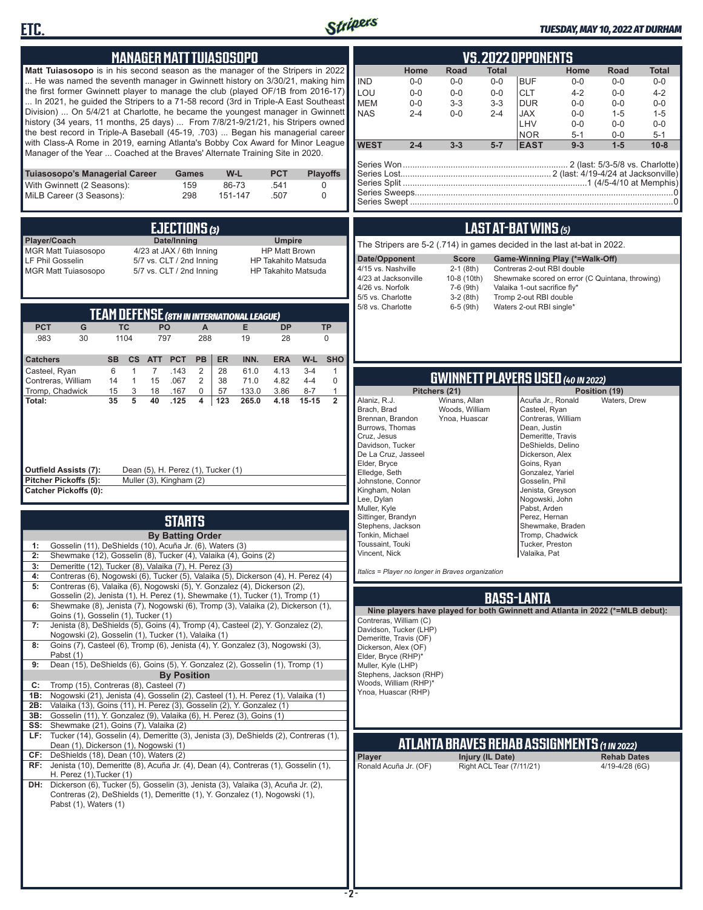## MANAGER MATT TUIASOSOPO

**Matt Tuiasosopo** is in his second season as the manager of the Stripers in 2022 ... He was named the seventh manager in Gwinnett history on 3/30/21, making him the first former Gwinnett player to manage the club (played OF/1B from 2016-17) ... In 2021, he guided the Stripers to a 71-58 record (3rd in Triple-A East Southeast Division) ... On 5/4/21 at Charlotte, he became the youngest manager in Gwinnett history (34 years, 11 months, 25 days) ... From 7/8/21-9/21/21, his Stripers owned the best record in Triple-A Baseball (45-19, .703) ... Began his managerial career with Class-A Rome in 2019, earning Atlanta's Bobby Cox Award for Minor League Manager of the Year ... Coached at the Braves' Alternate Training Site in 2020.

| Tuiasosopo's Managerial Career | Games | W-L | PCT | Playoffs |
|---|---|---|---|---|
| With Gwinnett (2 Seasons): | 159 | 86-73 | .541 | 0 |
| MiLB Career (3 Seasons): | 298 | 151-147 | .507 | 0 |

## EJECTIONS (3)

| Player/Coach | Date/Inning | Umpire |
|---|---|---|
| MGR Matt Tuiasosopo | 4/23 at JAX / 6th Inning | HP Matt Brown |
| LF Phil Gosselin | 5/7 vs. CLT / 2nd Inning | HP Takahito Matsuda |
| MGR Matt Tuiasosopo | 5/7 vs. CLT / 2nd Inning | HP Takahito Matsuda |

## TEAM DEFENSE (8TH IN INTERNATIONAL LEAGUE)

| PCT | G | TC | PO | A | E | DP | TP |
|---|---|---|---|---|---|---|---|
| .983 | 30 | 1104 | 797 | 288 | 19 | 28 | 0 |

| Catchers | SB | CS | ATT | PCT | PB | ER | INN. | ERA | W-L | SHO |
|---|---|---|---|---|---|---|---|---|---|---|
| Casteel, Ryan | 6 | 1 | 7 | .143 | 2 | 28 | 61.0 | 4.13 | 3-4 | 1 |
| Contreras, William | 14 | 1 | 15 | .067 | 2 | 38 | 71.0 | 4.82 | 4-4 | 0 |
| Tromp, Chadwick | 15 | 3 | 18 | .167 | 0 | 57 | 133.0 | 3.86 | 8-7 | 1 |
| **Total:** | **35** | **5** | **40** | **.125** | **4** | **123** | **265.0** | **4.18** | **15-15** | **2** |

**Outfield Assists (7):** Dean (5), H. Perez (1), Tucker (1)
**Pitcher Pickoffs (5):** Muller (3), Kingham (2)
**Catcher Pickoffs (0):**

## STARTS

**By Batting Order**

| | |
|---|---|
| 1: | Gosselin (11), DeShields (10), Acuña Jr. (6), Waters (3) |
| 2: | Shewmake (12), Gosselin (8), Tucker (4), Valaika (4), Goins (2) |
| 3: | Demeritte (12), Tucker (8), Valaika (7), H. Perez (3) |
| 4: | Contreras (6), Nogowski (6), Tucker (5), Valaika (5), Dickerson (4), H. Perez (4) |
| 5: | Contreras (6), Valaika (6), Nogowski (5), Y. Gonzalez (4), Dickerson (2), Gosselin (2), Jenista (1), H. Perez (1), Shewmake (1), Tucker (1), Tromp (1) |
| 6: | Shewmake (8), Jenista (7), Nogowski (6), Tromp (3), Valaika (2), Dickerson (1), Goins (1), Gosselin (1), Tucker (1) |
| 7: | Jenista (8), DeShields (5), Goins (4), Tromp (4), Casteel (2), Y. Gonzalez (2), Nogowski (2), Gosselin (1), Tucker (1), Valaika (1) |
| 8: | Goins (7), Casteel (6), Tromp (6), Jenista (4), Y. Gonzalez (3), Nogowski (3), Pabst (1) |
| 9: | Dean (15), DeShields (6), Goins (5), Y. Gonzalez (2), Gosselin (1), Tromp (1) |

**By Position**

| | |
|---|---|
| C: | Tromp (15), Contreras (8), Casteel (7) |
| 1B: | Nogowski (21), Jenista (4), Gosselin (2), Casteel (1), H. Perez (1), Valaika (1) |
| 2B: | Valaika (13), Goins (11), H. Perez (3), Gosselin (2), Y. Gonzalez (1) |
| 3B: | Gosselin (11), Y. Gonzalez (9), Valaika (6), H. Perez (3), Goins (1) |
| SS: | Shewmake (21), Goins (7), Valaika (2) |
| LF: | Tucker (14), Gosselin (4), Demeritte (3), Jenista (3), DeShields (2), Contreras (1), Dean (1), Dickerson (1), Nogowski (1) |
| CF: | DeShields (18), Dean (10), Waters (2) |
| RF: | Jenista (10), Demeritte (8), Acuña Jr. (4), Dean (4), Contreras (1), Gosselin (1), H. Perez (1),Tucker (1) |
| DH: | Dickerson (6), Tucker (5), Gosselin (3), Jenista (3), Valaika (3), Acuña Jr. (2), Contreras (2), DeShields (1), Demeritte (1), Y. Gonzalez (1), Nogowski (1), Pabst (1), Waters (1) |

## VS. 2022 OPPONENTS

| | Home | Road | Total | | Home | Road | Total |
|---|---|---|---|---|---|---|---|
| IND | 0-0 | 0-0 | 0-0 | BUF | 0-0 | 0-0 | 0-0 |
| LOU | 0-0 | 0-0 | 0-0 | CLT | 4-2 | 0-0 | 4-2 |
| MEM | 0-0 | 3-3 | 3-3 | DUR | 0-0 | 0-0 | 0-0 |
| NAS | 2-4 | 0-0 | 2-4 | JAX | 0-0 | 1-5 | 1-5 |
| | | | | LHV | 0-0 | 0-0 | 0-0 |
| | | | | NOR | 5-1 | 0-0 | 5-1 |
| **WEST** | **2-4** | **3-3** | **5-7** | **EAST** | **9-3** | **1-5** | **10-8** |

Series Won: 2 (last: 5/3-5/8 vs. Charlotte)
Series Lost: 2 (last: 4/19-4/24 at Jacksonville)
Series Split: 1 (4/5-4/10 at Memphis)
Series Sweeps: 0
Series Swept: 0

## LAST AT-BAT WINS (5)

The Stripers are 5-2 (.714) in games decided in the last at-bat in 2022.

| Date/Opponent | Score | Game-Winning Play (*=Walk-Off) |
|---|---|---|
| 4/15 vs. Nashville | 2-1 (8th) | Contreras 2-out RBI double |
| 4/23 at Jacksonville | 10-8 (10th) | Shewmake scored on error (C Quintana, throwing) |
| 4/26 vs. Norfolk | 7-6 (9th) | Valaika 1-out sacrifice fly* |
| 5/5 vs. Charlotte | 3-2 (8th) | Tromp 2-out RBI double |
| 5/8 vs. Charlotte | 6-5 (9th) | Waters 2-out RBI single* |

## GWINNETT PLAYERS USED (40 IN 2022)

**Pitchers (21)**
Alaniz, R.J.
Brach, Brad
Brennan, Brandon
Burrows, Thomas
Cruz, Jesus
Davidson, Tucker
De La Cruz, Jasseel
Elder, Bryce
Elledge, Seth
Johnstone, Connor
Kingham, Nolan
Lee, Dylan
Muller, Kyle
Sittinger, Brandyn
Stephens, Jackson
Tonkin, Michael
Toussaint, Touki
Vincent, Nick
Winans, Allan
Woods, William
Ynoa, Huascar

**Position (19)**
Acuña Jr., Ronald
Casteel, Ryan
Contreras, William
Dean, Justin
Demeritte, Travis
DeShields, Delino
Dickerson, Alex
Goins, Ryan
Gonzalez, Yariel
Gosselin, Phil
Jenista, Greyson
Nogowski, John
Pabst, Arden
Perez, Hernan
Shewmake, Braden
Tromp, Chadwick
Tucker, Preston
Valaika, Pat
Waters, Drew

*Italics = Player no longer in Braves organization*

## BASS-LANTA

**Nine players have played for both Gwinnett and Atlanta in 2022 (*=MLB debut):**

Contreras, William (C)
Davidson, Tucker (LHP)
Demeritte, Travis (OF)
Dickerson, Alex (OF)
Elder, Bryce (RHP)*
Muller, Kyle (LHP)
Stephens, Jackson (RHP)
Woods, William (RHP)*
Ynoa, Huascar (RHP)

## ATLANTA BRAVES REHAB ASSIGNMENTS (1 IN 2022)

| Player | Injury (IL Date) | Rehab Dates |
|---|---|---|
| Ronald Acuña Jr. (OF) | Right ACL Tear (7/11/21) | 4/19-4/28 (6G) |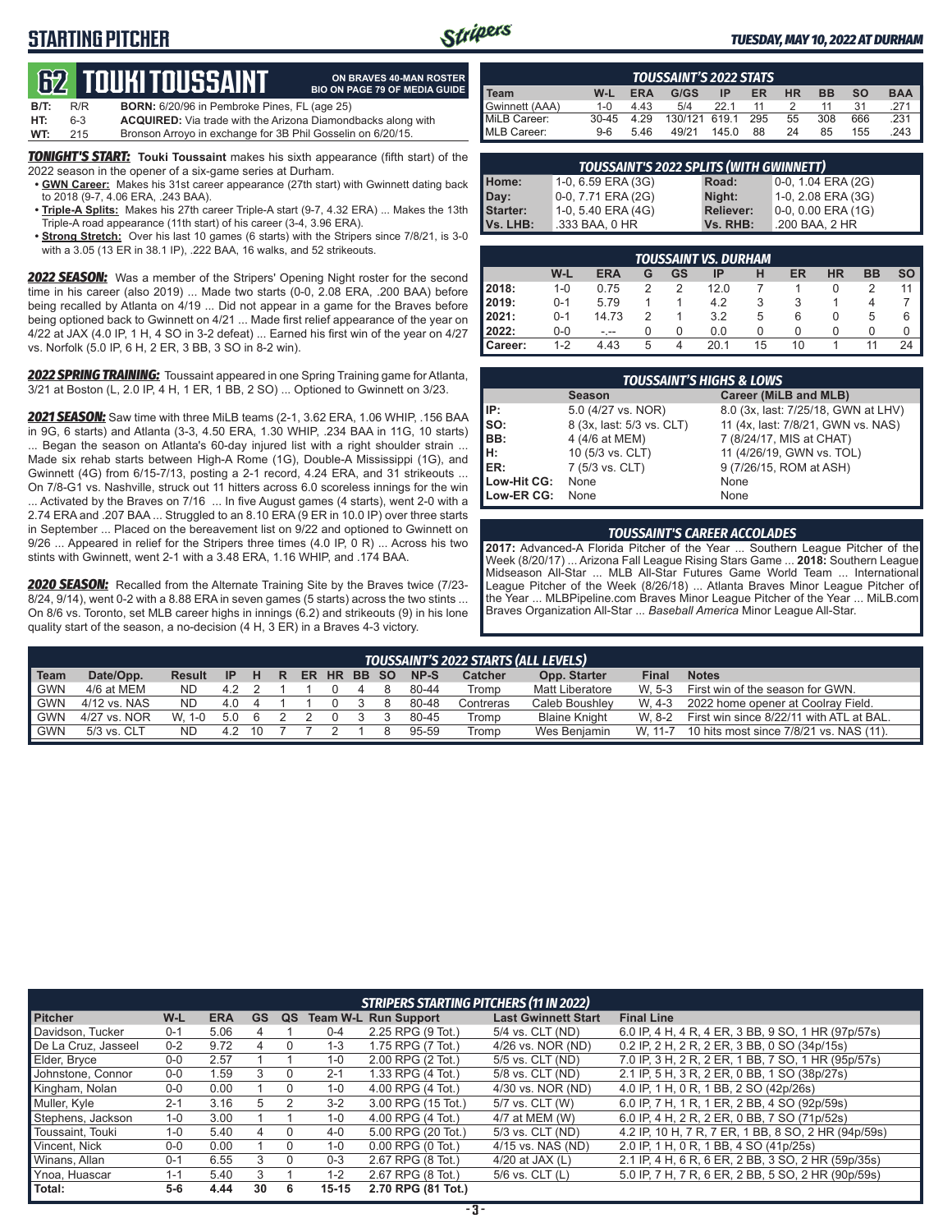## STARTING PITCHER

**TUESDAY, MAY 10, 2022 AT DURHAM**

# 62 TOUKI TOUSSAINT

**ON BRAVES 40-MAN ROSTER**
**BIO ON PAGE 79 OF MEDIA GUIDE**

**B/T:** R/R **BORN:** 6/20/96 in Pembroke Pines, FL (age 25)
**HT:** 6-3 **ACQUIRED:** Via trade with the Arizona Diamondbacks along with
**WT:** 215 Bronson Arroyo in exchange for 3B Phil Gosselin on 6/20/15.

***TONIGHT'S START:*** **Touki Toussaint** makes his sixth appearance (fifth start) of the 2022 season in the opener of a six-game series at Durham.

- **GWN Career:** Makes his 31st career appearance (27th start) with Gwinnett dating back to 2018 (9-7, 4.06 ERA, .243 BAA).
- **Triple-A Splits:** Makes his 27th career Triple-A start (9-7, 4.32 ERA) ... Makes the 13th Triple-A road appearance (11th start) of his career (3-4, 3.96 ERA).
- **Strong Stretch:** Over his last 10 games (6 starts) with the Stripers since 7/8/21, is 3-0 with a 3.05 (13 ER in 38.1 IP), .222 BAA, 16 walks, and 52 strikeouts.

***2022 SEASON:*** Was a member of the Stripers' Opening Night roster for the second time in his career (also 2019) ... Made two starts (0-0, 2.08 ERA, .200 BAA) before being recalled by Atlanta on 4/19 ... Did not appear in a game for the Braves before being optioned back to Gwinnett on 4/21 ... Made first relief appearance of the year on 4/22 at JAX (4.0 IP, 1 H, 4 SO in 3-2 defeat) ... Earned his first win of the year on 4/27 vs. Norfolk (5.0 IP, 6 H, 2 ER, 3 BB, 3 SO in 8-2 win).

***2022 SPRING TRAINING:*** Toussaint appeared in one Spring Training game for Atlanta, 3/21 at Boston (L, 2.0 IP, 4 H, 1 ER, 1 BB, 2 SO) ... Optioned to Gwinnett on 3/23.

***2021 SEASON:*** Saw time with three MiLB teams (2-1, 3.62 ERA, 1.06 WHIP, .156 BAA in 9G, 6 starts) and Atlanta (3-3, 4.50 ERA, 1.30 WHIP, .234 BAA in 11G, 10 starts) ... Began the season on Atlanta's 60-day injured list with a right shoulder strain ... Made six rehab starts between High-A Rome (1G), Double-A Mississippi (1G), and Gwinnett (4G) from 6/15-7/13, posting a 2-1 record, 4.24 ERA, and 31 strikeouts ... On 7/8-G1 vs. Nashville, struck out 11 hitters across 6.0 scoreless innings for the win ... Activated by the Braves on 7/16 ... In five August games (4 starts), went 2-0 with a 2.74 ERA and .207 BAA ... Struggled to an 8.10 ERA (9 ER in 10.0 IP) over three starts in September ... Placed on the bereavement list on 9/22 and optioned to Gwinnett on 9/26 ... Appeared in relief for the Stripers three times (4.0 IP, 0 R) ... Across his two stints with Gwinnett, went 2-1 with a 3.48 ERA, 1.16 WHIP, and .174 BAA.

***2020 SEASON:*** Recalled from the Alternate Training Site by the Braves twice (7/23-8/24, 9/14), went 0-2 with a 8.88 ERA in seven games (5 starts) across the two stints ... On 8/6 vs. Toronto, set MLB career highs in innings (6.2) and strikeouts (9) in his lone quality start of the season, a no-decision (4 H, 3 ER) in a Braves 4-3 victory.

### TOUSSAINT'S 2022 STATS

| Team | W-L | ERA | G/GS | IP | ER | HR | BB | SO | BAA |
|---|---|---|---|---|---|---|---|---|---|
| Gwinnett (AAA) | 1-0 | 4.43 | 5/4 | 22.1 | 11 | 2 | 11 | 31 | .271 |
| MiLB Career: | 30-45 | 4.29 | 130/121 | 619.1 | 295 | 55 | 308 | 666 | .231 |
| MLB Career: | 9-6 | 5.46 | 49/21 | 145.0 | 88 | 24 | 85 | 155 | .243 |

### TOUSSAINT'S 2022 SPLITS (WITH GWINNETT)

| | | | |
|---|---|---|---|
| Home: | 1-0, 6.59 ERA (3G) | Road: | 0-0, 1.04 ERA (2G) |
| Day: | 0-0, 7.71 ERA (2G) | Night: | 1-0, 2.08 ERA (3G) |
| Starter: | 1-0, 5.40 ERA (4G) | Reliever: | 0-0, 0.00 ERA (1G) |
| Vs. LHB: | .333 BAA, 0 HR | Vs. RHB: | .200 BAA, 2 HR |

### TOUSSAINT VS. DURHAM

| | W-L | ERA | G | GS | IP | H | ER | HR | BB | SO |
|---|---|---|---|---|---|---|---|---|---|---|
| 2018: | 1-0 | 0.75 | 2 | 2 | 12.0 | 7 | 1 | 0 | 2 | 11 |
| 2019: | 0-1 | 5.79 | 1 | 1 | 4.2 | 3 | 3 | 1 | 4 | 7 |
| 2021: | 0-1 | 14.73 | 2 | 1 | 3.2 | 5 | 6 | 0 | 5 | 6 |
| 2022: | 0-0 | -.-- | 0 | 0 | 0.0 | 0 | 0 | 0 | 0 | 0 |
| Career: | 1-2 | 4.43 | 5 | 4 | 20.1 | 15 | 10 | 1 | 11 | 24 |

### TOUSSAINT'S HIGHS & LOWS

| | Season | Career (MiLB and MLB) |
|---|---|---|
| IP: | 5.0 (4/27 vs. NOR) | 8.0 (3x, last: 7/25/18, GWN at LHV) |
| SO: | 8 (3x, last: 5/3 vs. CLT) | 11 (4x, last: 7/8/21, GWN vs. NAS) |
| BB: | 4 (4/6 at MEM) | 7 (8/24/17, MIS at CHAT) |
| H: | 10 (5/3 vs. CLT) | 11 (4/26/19, GWN vs. TOL) |
| ER: | 7 (5/3 vs. CLT) | 9 (7/26/15, ROM at ASH) |
| Low-Hit CG: | None | None |
| Low-ER CG: | None | None |

### TOUSSAINT'S CAREER ACCOLADES

**2017:** Advanced-A Florida Pitcher of the Year ... Southern League Pitcher of the Week (8/20/17) ... Arizona Fall League Rising Stars Game ... **2018:** Southern League Midseason All-Star ... MLB All-Star Futures Game World Team ... International League Pitcher of the Week (8/26/18) ... Atlanta Braves Minor League Pitcher of the Year ... MLBPipeline.com Braves Minor League Pitcher of the Year ... MiLB.com Braves Organization All-Star ... *Baseball America* Minor League All-Star.

### TOUSSAINT'S 2022 STARTS (ALL LEVELS)

| Team | Date/Opp. | Result | IP | H | R | ER | HR | BB | SO | NP-S | Catcher | Opp. Starter | Final | Notes |
|---|---|---|---|---|---|---|---|---|---|---|---|---|---|---|
| GWN | 4/6 at MEM | ND | 4.2 | 2 | 1 | 1 | 0 | 4 | 8 | 80-44 | Tromp | Matt Liberatore | W, 5-3 | First win of the season for GWN. |
| GWN | 4/12 vs. NAS | ND | 4.0 | 4 | 1 | 1 | 0 | 3 | 8 | 80-48 | Contreras | Caleb Boushley | W, 4-3 | 2022 home opener at Coolray Field. |
| GWN | 4/27 vs. NOR | W, 1-0 | 5.0 | 6 | 2 | 2 | 0 | 3 | 3 | 80-45 | Tromp | Blaine Knight | W, 8-2 | First win since 8/22/11 with ATL at BAL. |
| GWN | 5/3 vs. CLT | ND | 4.2 | 10 | 7 | 7 | 2 | 1 | 8 | 95-59 | Tromp | Wes Benjamin | W, 11-7 | 10 hits most since 7/8/21 vs. NAS (11). |

### STRIPERS STARTING PITCHERS (11 IN 2022)

| Pitcher | W-L | ERA | GS | QS | Team W-L | Run Support | Last Gwinnett Start | Final Line |
|---|---|---|---|---|---|---|---|---|
| Davidson, Tucker | 0-1 | 5.06 | 4 | 1 | 0-4 | 2.25 RPG (9 Tot.) | 5/4 vs. CLT (ND) | 6.0 IP, 4 H, 4 R, 4 ER, 3 BB, 9 SO, 1 HR (97p/57s) |
| De La Cruz, Jasseel | 0-2 | 9.72 | 4 | 0 | 1-3 | 1.75 RPG (7 Tot.) | 4/26 vs. NOR (ND) | 0.2 IP, 2 H, 2 R, 2 ER, 3 BB, 0 SO (34p/15s) |
| Elder, Bryce | 0-0 | 2.57 | 1 | 1 | 1-0 | 2.00 RPG (2 Tot.) | 5/5 vs. CLT (ND) | 7.0 IP, 3 H, 2 R, 2 ER, 1 BB, 7 SO, 1 HR (95p/57s) |
| Johnstone, Connor | 0-0 | 1.59 | 3 | 0 | 2-1 | 1.33 RPG (4 Tot.) | 5/8 vs. CLT (ND) | 2.1 IP, 5 H, 3 R, 2 ER, 0 BB, 1 SO (38p/27s) |
| Kingham, Nolan | 0-0 | 0.00 | 1 | 0 | 1-0 | 4.00 RPG (4 Tot.) | 4/30 vs. NOR (ND) | 4.0 IP, 1 H, 0 R, 1 BB, 2 SO (42p/26s) |
| Muller, Kyle | 2-1 | 3.16 | 5 | 2 | 3-2 | 3.00 RPG (15 Tot.) | 5/7 vs. CLT (W) | 6.0 IP, 7 H, 1 R, 1 ER, 2 BB, 4 SO (92p/59s) |
| Stephens, Jackson | 1-0 | 3.00 | 1 | 1 | 1-0 | 4.00 RPG (4 Tot.) | 4/7 at MEM (W) | 6.0 IP, 4 H, 2 R, 2 ER, 0 BB, 7 SO (71p/52s) |
| Toussaint, Touki | 1-0 | 5.40 | 4 | 0 | 4-0 | 5.00 RPG (20 Tot.) | 5/3 vs. CLT (ND) | 4.2 IP, 10 H, 7 R, 7 ER, 1 BB, 8 SO, 2 HR (94p/59s) |
| Vincent, Nick | 0-0 | 0.00 | 1 | 0 | 1-0 | 0.00 RPG (0 Tot.) | 4/15 vs. NAS (ND) | 2.0 IP, 1 H, 0 R, 1 BB, 4 SO (41p/25s) |
| Winans, Allan | 0-1 | 6.55 | 3 | 0 | 0-3 | 2.67 RPG (8 Tot.) | 4/20 at JAX (L) | 2.1 IP, 4 H, 6 R, 6 ER, 2 BB, 3 SO, 2 HR (59p/35s) |
| Ynoa, Huascar | 1-1 | 5.40 | 3 | 1 | 1-2 | 2.67 RPG (8 Tot.) | 5/6 vs. CLT (L) | 5.0 IP, 7 H, 7 R, 6 ER, 2 BB, 5 SO, 2 HR (90p/59s) |
| Total: | 5-6 | 4.44 | 30 | 6 | 15-15 | 2.70 RPG (81 Tot.) | | |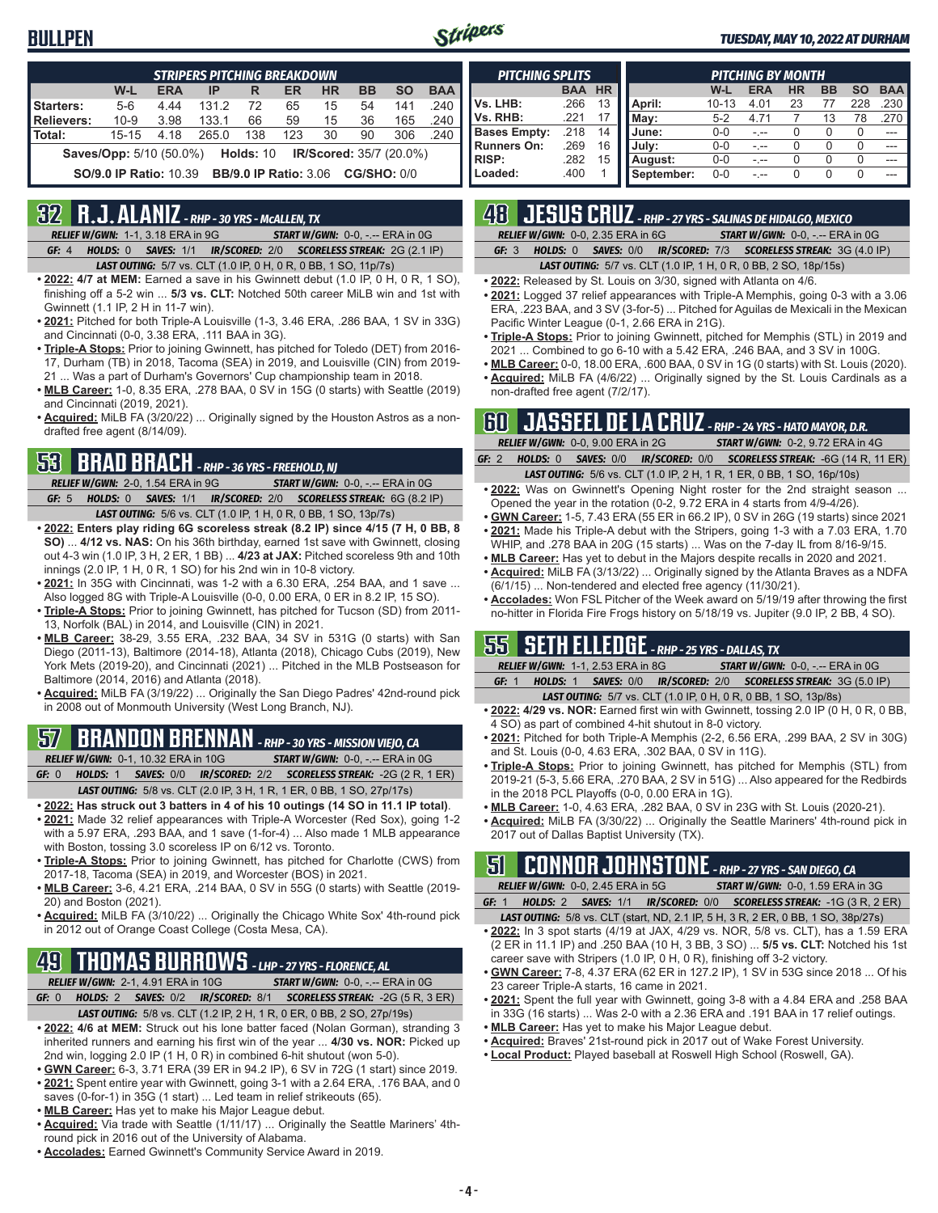# BULLPEN

### STRIPERS PITCHING BREAKDOWN

| | W-L | ERA | IP | R | ER | HR | BB | SO | BAA |
|---|---|---|---|---|---|---|---|---|---|
| Starters: | 5-6 | 4.44 | 131.2 | 72 | 65 | 15 | 54 | 141 | .240 |
| Relievers: | 10-9 | 3.98 | 133.1 | 66 | 59 | 15 | 36 | 165 | .240 |
| Total: | 15-15 | 4.18 | 265.0 | 138 | 123 | 30 | 90 | 306 | .240 |

**Saves/Opp:** 5/10 (50.0%) **Holds:** 10 **IR/Scored:** 35/7 (20.0%)

**SO/9.0 IP Ratio:** 10.39 **BB/9.0 IP Ratio:** 3.06 **CG/SHO:** 0/0

### PITCHING SPLITS

| | BAA | HR |
|---|---|---|
| Vs. LHB: | .266 | 13 |
| Vs. RHB: | .221 | 17 |
| Bases Empty: | .218 | 14 |
| Runners On: | .269 | 16 |
| RISP: | .282 | 15 |
| Loaded: | .400 | 1 |

### PITCHING BY MONTH

| | W-L | ERA | HR | BB | SO | BAA |
|---|---|---|---|---|---|---|
| April: | 10-13 | 4.01 | 23 | 77 | 228 | .230 |
| May: | 5-2 | 4.71 | 7 | 13 | 78 | .270 |
| June: | 0-0 | -.-- | 0 | 0 | 0 | --- |
| July: | 0-0 | -.-- | 0 | 0 | 0 | --- |
| August: | 0-0 | -.-- | 0 | 0 | 0 | --- |
| September: | 0-0 | -.-- | 0 | 0 | 0 | --- |

## 32 R.J. ALANIZ - RHP - 30 YRS - McALLEN, TX

*RELIEF W/GWN:* 1-1, 3.18 ERA in 9G *START W/GWN:* 0-0, -.-- ERA in 0G
*GF:* 4 *HOLDS:* 0 *SAVES:* 1/1 *IR/SCORED:* 2/0 *SCORELESS STREAK:* 2G (2.1 IP)
*LAST OUTING:* 5/7 vs. CLT (1.0 IP, 0 H, 0 R, 0 BB, 1 SO, 11p/7s)

- **2022: 4/7 at MEM:** Earned a save in his Gwinnett debut (1.0 IP, 0 H, 0 R, 1 SO), finishing off a 5-2 win ... **5/3 vs. CLT:** Notched 50th career MiLB win and 1st with Gwinnett (1.1 IP, 2 H in 11-7 win).
- **2021:** Pitched for both Triple-A Louisville (1-3, 3.46 ERA, .286 BAA, 1 SV in 33G) and Cincinnati (0-0, 3.38 ERA, .111 BAA in 3G).
- **Triple-A Stops:** Prior to joining Gwinnett, has pitched for Toledo (DET) from 2016-17, Durham (TB) in 2018, Tacoma (SEA) in 2019, and Louisville (CIN) from 2019-21 ... Was a part of Durham's Governors' Cup championship team in 2018.
- **MLB Career:** 1-0, 8.35 ERA, .278 BAA, 0 SV in 15G (0 starts) with Seattle (2019) and Cincinnati (2019, 2021).
- **Acquired:** MiLB FA (3/20/22) ... Originally signed by the Houston Astros as a non-drafted free agent (8/14/09).

## 53 BRAD BRACH - RHP - 36 YRS - FREEHOLD, NJ

*RELIEF W/GWN:* 2-0, 1.54 ERA in 9G *START W/GWN:* 0-0, -.-- ERA in 0G
*GF:* 5 *HOLDS:* 0 *SAVES:* 1/1 *IR/SCORED:* 2/0 *SCORELESS STREAK:* 6G (8.2 IP)
*LAST OUTING:* 5/6 vs. CLT (1.0 IP, 1 H, 0 R, 0 BB, 1 SO, 13p/7s)

- **2022: Enters play riding 6G scoreless streak (8.2 IP) since 4/15 (7 H, 0 BB, 8 SO)** ... **4/12 vs. NAS:** On his 36th birthday, earned 1st save with Gwinnett, closing out 4-3 win (1.0 IP, 3 H, 2 ER, 1 BB) ... **4/23 at JAX:** Pitched scoreless 9th and 10th innings (2.0 IP, 1 H, 0 R, 1 SO) for his 2nd win in 10-8 victory.
- **2021:** In 35G with Cincinnati, was 1-2 with a 6.30 ERA, .254 BAA, and 1 save ... Also logged 8G with Triple-A Louisville (0-0, 0.00 ERA, 0 ER in 8.2 IP, 15 SO).
- **Triple-A Stops:** Prior to joining Gwinnett, has pitched for Tucson (SD) from 2011-13, Norfolk (BAL) in 2014, and Louisville (CIN) in 2021.
- **MLB Career:** 38-29, 3.55 ERA, .232 BAA, 34 SV in 531G (0 starts) with San Diego (2011-13), Baltimore (2014-18), Atlanta (2018), Chicago Cubs (2019), New York Mets (2019-20), and Cincinnati (2021) ... Pitched in the MLB Postseason for Baltimore (2014, 2016) and Atlanta (2018).
- **Acquired:** MiLB FA (3/19/22) ... Originally the San Diego Padres' 42nd-round pick in 2008 out of Monmouth University (West Long Branch, NJ).

## 57 BRANDON BRENNAN - RHP - 30 YRS - MISSION VIEJO, CA

*RELIEF W/GWN:* 0-1, 10.32 ERA in 10G *START W/GWN:* 0-0, -.-- ERA in 0G
*GF:* 0 *HOLDS:* 1 *SAVES:* 0/0 *IR/SCORED:* 2/2 *SCORELESS STREAK:* -2G (2 R, 1 ER)
*LAST OUTING:* 5/8 vs. CLT (2.0 IP, 3 H, 1 R, 1 ER, 0 BB, 1 SO, 27p/17s)

- **2022: Has struck out 3 batters in 4 of his 10 outings (14 SO in 11.1 IP total)**.
- **2021:** Made 32 relief appearances with Triple-A Worcester (Red Sox), going 1-2 with a 5.97 ERA, .293 BAA, and 1 save (1-for-4) ... Also made 1 MLB appearance with Boston, tossing 3.0 scoreless IP on 6/12 vs. Toronto.
- **Triple-A Stops:** Prior to joining Gwinnett, has pitched for Charlotte (CWS) from 2017-18, Tacoma (SEA) in 2019, and Worcester (BOS) in 2021.
- **MLB Career:** 3-6, 4.21 ERA, .214 BAA, 0 SV in 55G (0 starts) with Seattle (2019-20) and Boston (2021).
- **Acquired:** MiLB FA (3/10/22) ... Originally the Chicago White Sox' 4th-round pick in 2012 out of Orange Coast College (Costa Mesa, CA).

## 49 THOMAS BURROWS - LHP - 27 YRS - FLORENCE, AL

*RELIEF W/GWN:* 2-1, 4.91 ERA in 10G *START W/GWN:* 0-0, -.-- ERA in 0G
*GF:* 0 *HOLDS:* 2 *SAVES:* 0/2 *IR/SCORED:* 8/1 *SCORELESS STREAK:* -2G (5 R, 3 ER)
*LAST OUTING:* 5/8 vs. CLT (1.2 IP, 2 H, 1 R, 0 ER, 0 BB, 2 SO, 27p/19s)

- **2022: 4/6 at MEM:** Struck out his lone batter faced (Nolan Gorman), stranding 3 inherited runners and earning his first win of the year ... **4/30 vs. NOR:** Picked up 2nd win, logging 2.0 IP (1 H, 0 R) in combined 6-hit shutout (won 5-0).
- **GWN Career:** 6-3, 3.71 ERA (39 ER in 94.2 IP), 6 SV in 72G (1 start) since 2019.
- **2021:** Spent entire year with Gwinnett, going 3-1 with a 2.64 ERA, .176 BAA, and 0 saves (0-for-1) in 35G (1 start) ... Led team in relief strikeouts (65).
- **MLB Career:** Has yet to make his Major League debut.
- **Acquired:** Via trade with Seattle (1/11/17) ... Originally the Seattle Mariners' 4th-round pick in 2016 out of the University of Alabama.
- **Accolades:** Earned Gwinnett's Community Service Award in 2019.

## 48 JESUS CRUZ - RHP - 27 YRS - SALINAS DE HIDALGO, MEXICO

*RELIEF W/GWN:* 0-0, 2.35 ERA in 6G *START W/GWN:* 0-0, -.-- ERA in 0G
*GF:* 3 *HOLDS:* 0 *SAVES:* 0/0 *IR/SCORED:* 7/3 *SCORELESS STREAK:* 3G (4.0 IP)
*LAST OUTING:* 5/7 vs. CLT (1.0 IP, 1 H, 0 R, 0 BB, 2 SO, 18p/15s)

- **2022:** Released by St. Louis on 3/30, signed with Atlanta on 4/6.
- **2021:** Logged 37 relief appearances with Triple-A Memphis, going 0-3 with a 3.06 ERA, .223 BAA, and 3 SV (3-for-5) ... Pitched for Aguilas de Mexicali in the Mexican Pacific Winter League (0-1, 2.66 ERA in 21G).
- **Triple-A Stops:** Prior to joining Gwinnett, pitched for Memphis (STL) in 2019 and 2021 ... Combined to go 6-10 with a 5.42 ERA, .246 BAA, and 3 SV in 100G.
- **MLB Career:** 0-0, 18.00 ERA, .600 BAA, 0 SV in 1G (0 starts) with St. Louis (2020).
- **Acquired:** MiLB FA (4/6/22) ... Originally signed by the St. Louis Cardinals as a non-drafted free agent (7/2/17).

## 60 JASSEEL DE LA CRUZ - RHP - 24 YRS - HATO MAYOR, D.R.

*RELIEF W/GWN:* 0-0, 9.00 ERA in 2G *START W/GWN:* 0-2, 9.72 ERA in 4G
*GF:* 2 *HOLDS:* 0 *SAVES:* 0/0 *IR/SCORED:* 0/0 *SCORELESS STREAK:* -6G (14 R, 11 ER)
*LAST OUTING:* 5/6 vs. CLT (1.0 IP, 2 H, 1 R, 1 ER, 0 BB, 1 SO, 16p/10s)

- **2022:** Was on Gwinnett's Opening Night roster for the 2nd straight season ... Opened the year in the rotation (0-2, 9.72 ERA in 4 starts from 4/9-4/26).
- **GWN Career:** 1-5, 7.43 ERA (55 ER in 66.2 IP), 0 SV in 26G (19 starts) since 2021
- **2021:** Made his Triple-A debut with the Stripers, going 1-3 with a 7.03 ERA, 1.70 WHIP, and .278 BAA in 20G (15 starts) ... Was on the 7-day IL from 8/16-9/15.
- **MLB Career:** Has yet to debut in the Majors despite recalls in 2020 and 2021.
- **Acquired:** MiLB FA (3/13/22) ... Originally signed by the Atlanta Braves as a NDFA (6/1/15) ... Non-tendered and elected free agency (11/30/21).
- **Accolades:** Won FSL Pitcher of the Week award on 5/19/19 after throwing the first no-hitter in Florida Fire Frogs history on 5/18/19 vs. Jupiter (9.0 IP, 2 BB, 4 SO).

## 55 SETH ELLEDGE - RHP - 25 YRS - DALLAS, TX

*RELIEF W/GWN:* 1-1, 2.53 ERA in 8G *START W/GWN:* 0-0, -.-- ERA in 0G
*GF:* 1 *HOLDS:* 1 *SAVES:* 0/0 *IR/SCORED:* 2/0 *SCORELESS STREAK:* 3G (5.0 IP)
*LAST OUTING:* 5/7 vs. CLT (1.0 IP, 0 H, 0 R, 0 BB, 1 SO, 13p/8s)

- **2022: 4/29 vs. NOR:** Earned first win with Gwinnett, tossing 2.0 IP (0 H, 0 R, 0 BB, 4 SO) as part of combined 4-hit shutout in 8-0 victory.
- **2021:** Pitched for both Triple-A Memphis (2-2, 6.56 ERA, .299 BAA, 2 SV in 30G) and St. Louis (0-0, 4.63 ERA, .302 BAA, 0 SV in 11G).
- **Triple-A Stops:** Prior to joining Gwinnett, has pitched for Memphis (STL) from 2019-21 (5-3, 5.66 ERA, .270 BAA, 2 SV in 51G) ... Also appeared for the Redbirds in the 2018 PCL Playoffs (0-0, 0.00 ERA in 1G).
- **MLB Career:** 1-0, 4.63 ERA, .282 BAA, 0 SV in 23G with St. Louis (2020-21).
- **Acquired:** MiLB FA (3/30/22) ... Originally the Seattle Mariners' 4th-round pick in 2017 out of Dallas Baptist University (TX).

## 51 CONNOR JOHNSTONE - RHP - 27 YRS - SAN DIEGO, CA

*RELIEF W/GWN:* 0-0, 2.45 ERA in 5G *START W/GWN:* 0-0, 1.59 ERA in 3G
*GF:* 1 *HOLDS:* 2 *SAVES:* 1/1 *IR/SCORED:* 0/0 *SCORELESS STREAK:* -1G (3 R, 2 ER)
*LAST OUTING:* 5/8 vs. CLT (start, ND, 2.1 IP, 5 H, 3 R, 2 ER, 0 BB, 1 SO, 38p/27s)

- **2022:** In 3 spot starts (4/19 at JAX, 4/29 vs. NOR, 5/8 vs. CLT), has a 1.59 ERA (2 ER in 11.1 IP) and .250 BAA (10 H, 3 BB, 3 SO) ... **5/5 vs. CLT:** Notched his 1st career save with Stripers (1.0 IP, 0 H, 0 R), finishing off 3-2 victory.
- **GWN Career:** 7-8, 4.37 ERA (62 ER in 127.2 IP), 1 SV in 53G since 2018 ... Of his 23 career Triple-A starts, 16 came in 2021.
- **2021:** Spent the full year with Gwinnett, going 3-8 with a 4.84 ERA and .258 BAA in 33G (16 starts) ... Was 2-0 with a 2.36 ERA and .191 BAA in 17 relief outings.
- **MLB Career:** Has yet to make his Major League debut.
- **Acquired:** Braves' 21st-round pick in 2017 out of Wake Forest University.
- **Local Product:** Played baseball at Roswell High School (Roswell, GA).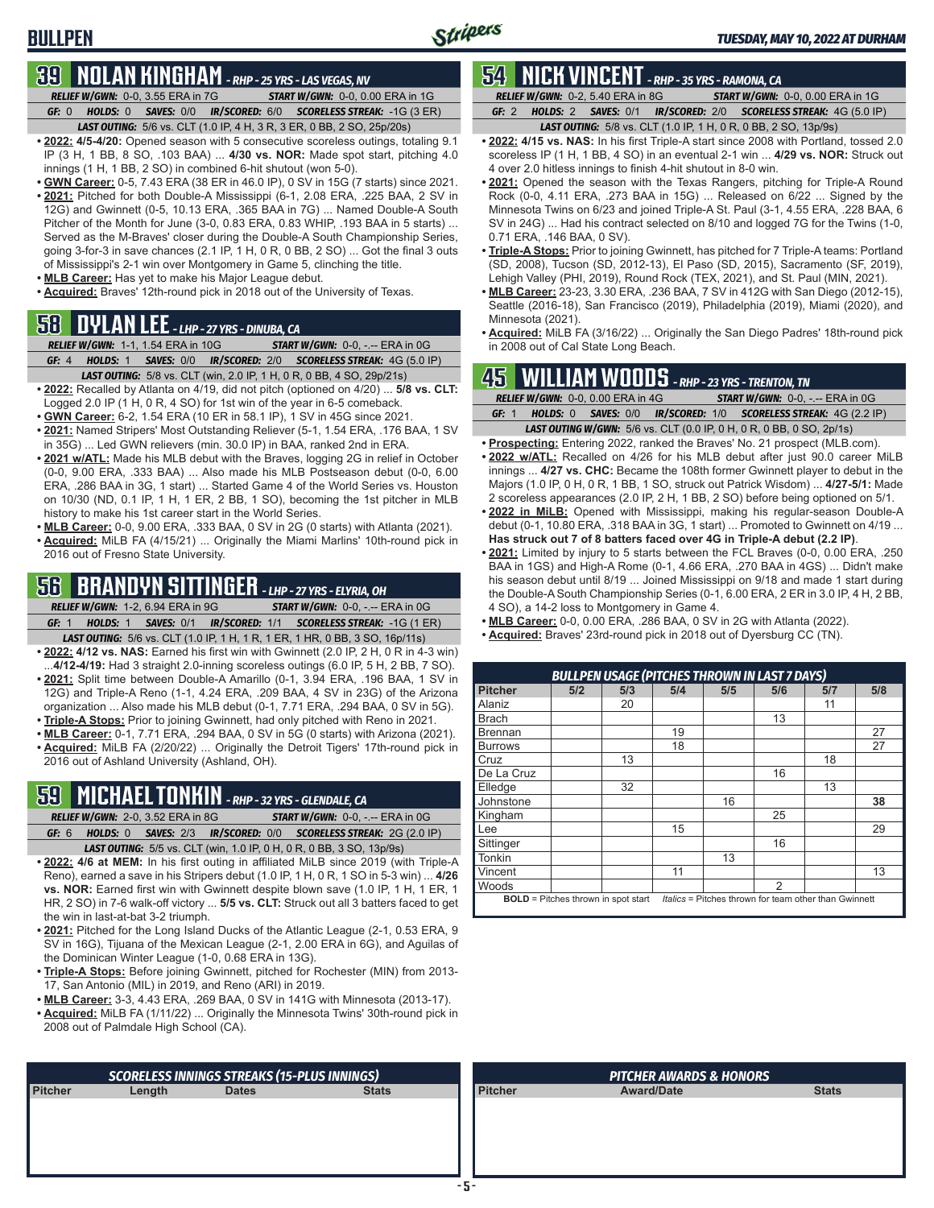## BULLPEN

## 39 NOLAN KINGHAM - RHP - 25 YRS - LAS VEGAS, NV

*RELIEF W/GWN:* 0-0, 3.55 ERA in 7G *START W/GWN:* 0-0, 0.00 ERA in 1G

*GF:* 0 *HOLDS:* 0 *SAVES:* 0/0 *IR/SCORED:* 6/0 *SCORELESS STREAK:* -1G (3 ER)

*LAST OUTING:* 5/6 vs. CLT (1.0 IP, 4 H, 3 R, 3 ER, 0 BB, 2 SO, 25p/20s)

- **2022: 4/5-4/20:** Opened season with 5 consecutive scoreless outings, totaling 9.1 IP (3 H, 1 BB, 8 SO, .103 BAA) ... **4/30 vs. NOR:** Made spot start, pitching 4.0 innings (1 H, 1 BB, 2 SO) in combined 6-hit shutout (won 5-0).
- **GWN Career:** 0-5, 7.43 ERA (38 ER in 46.0 IP), 0 SV in 15G (7 starts) since 2021.
- **2021:** Pitched for both Double-A Mississippi (6-1, 2.08 ERA, .225 BAA, 2 SV in 12G) and Gwinnett (0-5, 10.13 ERA, .365 BAA in 7G) ... Named Double-A South Pitcher of the Month for June (3-0, 0.83 ERA, 0.83 WHIP, .193 BAA in 5 starts) ... Served as the M-Braves' closer during the Double-A South Championship Series, going 3-for-3 in save chances (2.1 IP, 1 H, 0 R, 0 BB, 2 SO) ... Got the final 3 outs of Mississippi's 2-1 win over Montgomery in Game 5, clinching the title.
- **MLB Career:** Has yet to make his Major League debut.
- **Acquired:** Braves' 12th-round pick in 2018 out of the University of Texas.

## 58 DYLAN LEE - LHP - 27 YRS - DINUBA, CA

*RELIEF W/GWN:* 1-1, 1.54 ERA in 10G *START W/GWN:* 0-0, -.-- ERA in 0G

*GF:* 4 *HOLDS:* 1 *SAVES:* 0/0 *IR/SCORED:* 2/0 *SCORELESS STREAK:* 4G (5.0 IP)

*LAST OUTING:* 5/8 vs. CLT (win, 2.0 IP, 1 H, 0 R, 0 BB, 4 SO, 29p/21s)

- **2022:** Recalled by Atlanta on 4/19, did not pitch (optioned on 4/20) ... **5/8 vs. CLT:** Logged 2.0 IP (1 H, 0 R, 4 SO) for 1st win of the year in 6-5 comeback.
- **GWN Career:** 6-2, 1.54 ERA (10 ER in 58.1 IP), 1 SV in 45G since 2021.
- **2021:** Named Stripers' Most Outstanding Reliever (5-1, 1.54 ERA, .176 BAA, 1 SV in 35G) ... Led GWN relievers (min. 30.0 IP) in BAA, ranked 2nd in ERA.
- **2021 w/ATL:** Made his MLB debut with the Braves, logging 2G in relief in October (0-0, 9.00 ERA, .333 BAA) ... Also made his MLB Postseason debut (0-0, 6.00 ERA, .286 BAA in 3G, 1 start) ... Started Game 4 of the World Series vs. Houston on 10/30 (ND, 0.1 IP, 1 H, 1 ER, 2 BB, 1 SO), becoming the 1st pitcher in MLB history to make his 1st career start in the World Series.
- **MLB Career:** 0-0, 9.00 ERA, .333 BAA, 0 SV in 2G (0 starts) with Atlanta (2021).
- **Acquired:** MiLB FA (4/15/21) ... Originally the Miami Marlins' 10th-round pick in 2016 out of Fresno State University.

## 56 BRANDYN SITTINGER - LHP - 27 YRS - ELYRIA, OH

*RELIEF W/GWN:* 1-2, 6.94 ERA in 9G *START W/GWN:* 0-0, -.-- ERA in 0G

*GF:* 1 *HOLDS:* 1 *SAVES:* 0/1 *IR/SCORED:* 1/1 *SCORELESS STREAK:* -1G (1 ER)

*LAST OUTING:* 5/6 vs. CLT (1.0 IP, 1 H, 1 R, 1 ER, 1 HR, 0 BB, 3 SO, 16p/11s)

- **2022: 4/12 vs. NAS:** Earned his first win with Gwinnett (2.0 IP, 2 H, 0 R in 4-3 win) ...**4/12-4/19:** Had 3 straight 2.0-inning scoreless outings (6.0 IP, 5 H, 2 BB, 7 SO).
- **2021:** Split time between Double-A Amarillo (0-1, 3.94 ERA, .196 BAA, 1 SV in 12G) and Triple-A Reno (1-1, 4.24 ERA, .209 BAA, 4 SV in 23G) of the Arizona organization ... Also made his MLB debut (0-1, 7.71 ERA, .294 BAA, 0 SV in 5G).
- **Triple-A Stops:** Prior to joining Gwinnett, had only pitched with Reno in 2021.
- **MLB Career:** 0-1, 7.71 ERA, .294 BAA, 0 SV in 5G (0 starts) with Arizona (2021).
- **Acquired:** MiLB FA (2/20/22) ... Originally the Detroit Tigers' 17th-round pick in 2016 out of Ashland University (Ashland, OH).

## 59 MICHAEL TONKIN - RHP - 32 YRS - GLENDALE, CA

*RELIEF W/GWN:* 2-0, 3.52 ERA in 8G *START W/GWN:* 0-0, -.-- ERA in 0G

*GF:* 6 *HOLDS:* 0 *SAVES:* 2/3 *IR/SCORED:* 0/0 *SCORELESS STREAK:* 2G (2.0 IP)

*LAST OUTING:* 5/5 vs. CLT (win, 1.0 IP, 0 H, 0 R, 0 BB, 3 SO, 13p/9s)

- **2022: 4/6 at MEM:** In his first outing in affiliated MiLB since 2019 (with Triple-A Reno), earned a save in his Stripers debut (1.0 IP, 1 H, 0 R, 1 SO in 5-3 win) ... **4/26 vs. NOR:** Earned first win with Gwinnett despite blown save (1.0 IP, 1 H, 1 ER, 1 HR, 2 SO) in 7-6 walk-off victory ... **5/5 vs. CLT:** Struck out all 3 batters faced to get the win in last-at-bat 3-2 triumph.
- **2021:** Pitched for the Long Island Ducks of the Atlantic League (2-1, 0.53 ERA, 9 SV in 16G), Tijuana of the Mexican League (2-1, 2.00 ERA in 6G), and Aguilas of the Dominican Winter League (1-0, 0.68 ERA in 13G).
- **Triple-A Stops:** Before joining Gwinnett, pitched for Rochester (MIN) from 2013-17, San Antonio (MIL) in 2019, and Reno (ARI) in 2019.
- **MLB Career:** 3-3, 4.43 ERA, .269 BAA, 0 SV in 141G with Minnesota (2013-17).
- **Acquired:** MiLB FA (1/11/22) ... Originally the Minnesota Twins' 30th-round pick in 2008 out of Palmdale High School (CA).

## 54 NICK VINCENT - RHP - 35 YRS - RAMONA, CA

*RELIEF W/GWN:* 0-2, 5.40 ERA in 8G *START W/GWN:* 0-0, 0.00 ERA in 1G

*GF:* 2 *HOLDS:* 2 *SAVES:* 0/1 *IR/SCORED:* 2/0 *SCORELESS STREAK:* 4G (5.0 IP)

*LAST OUTING:* 5/8 vs. CLT (1.0 IP, 1 H, 0 R, 0 BB, 2 SO, 13p/9s)

- **2022: 4/15 vs. NAS:** In his first Triple-A start since 2008 with Portland, tossed 2.0 scoreless IP (1 H, 1 BB, 4 SO) in an eventual 2-1 win ... **4/29 vs. NOR:** Struck out 4 over 2.0 hitless innings to finish 4-hit shutout in 8-0 win.
- **2021:** Opened the season with the Texas Rangers, pitching for Triple-A Round Rock (0-0, 4.11 ERA, .273 BAA in 15G) ... Released on 6/22 ... Signed by the Minnesota Twins on 6/23 and joined Triple-A St. Paul (3-1, 4.55 ERA, .228 BAA, 6 SV in 24G) ... Had his contract selected on 8/10 and logged 7G for the Twins (1-0, 0.71 ERA, .146 BAA, 0 SV).
- **Triple-A Stops:** Prior to joining Gwinnett, has pitched for 7 Triple-A teams: Portland (SD, 2008), Tucson (SD, 2012-13), El Paso (SD, 2015), Sacramento (SF, 2019), Lehigh Valley (PHI, 2019), Round Rock (TEX, 2021), and St. Paul (MIN, 2021).
- **MLB Career:** 23-23, 3.30 ERA, .236 BAA, 7 SV in 412G with San Diego (2012-15), Seattle (2016-18), San Francisco (2019), Philadelphia (2019), Miami (2020), and Minnesota (2021).
- **Acquired:** MiLB FA (3/16/22) ... Originally the San Diego Padres' 18th-round pick in 2008 out of Cal State Long Beach.

## 45 WILLIAM WOODS - RHP - 23 YRS - TRENTON, TN

*RELIEF W/GWN:* 0-0, 0.00 ERA in 4G *START W/GWN:* 0-0, -.-- ERA in 0G

*GF:* 1 *HOLDS:* 0 *SAVES:* 0/0 *IR/SCORED:* 1/0 *SCORELESS STREAK:* 4G (2.2 IP)

*LAST OUTING W/GWN:* 5/6 vs. CLT (0.0 IP, 0 H, 0 R, 0 BB, 0 SO, 2p/1s)

- **Prospecting:** Entering 2022, ranked the Braves' No. 21 prospect (MLB.com).
- **2022 w/ATL:** Recalled on 4/26 for his MLB debut after just 90.0 career MiLB innings ... **4/27 vs. CHC:** Became the 108th former Gwinnett player to debut in the Majors (1.0 IP, 0 H, 0 R, 1 BB, 1 SO, struck out Patrick Wisdom) ... **4/27-5/1:** Made 2 scoreless appearances (2.0 IP, 2 H, 1 BB, 2 SO) before being optioned on 5/1.
- **2022 in MiLB:** Opened with Mississippi, making his regular-season Double-A debut (0-1, 10.80 ERA, .318 BAA in 3G, 1 start) ... Promoted to Gwinnett on 4/19 ... **Has struck out 7 of 8 batters faced over 4G in Triple-A debut (2.2 IP)**.
- **2021:** Limited by injury to 5 starts between the FCL Braves (0-0, 0.00 ERA, .250 BAA in 1GS) and High-A Rome (0-1, 4.66 ERA, .270 BAA in 4GS) ... Didn't make his season debut until 8/19 ... Joined Mississippi on 9/18 and made 1 start during the Double-A South Championship Series (0-1, 6.00 ERA, 2 ER in 3.0 IP, 4 H, 2 BB, 4 SO), a 14-2 loss to Montgomery in Game 4.
- **MLB Career:** 0-0, 0.00 ERA, .286 BAA, 0 SV in 2G with Atlanta (2022).
- **Acquired:** Braves' 23rd-round pick in 2018 out of Dyersburg CC (TN).

### BULLPEN USAGE (PITCHES THROWN IN LAST 7 DAYS)

| Pitcher | 5/2 | 5/3 | 5/4 | 5/5 | 5/6 | 5/7 | 5/8 |
|---|---|---|---|---|---|---|---|
| Alaniz | | 20 | | | | 11 | |
| Brach | | | | | 13 | | |
| Brennan | | | 19 | | | | 27 |
| Burrows | | | 18 | | | | 27 |
| Cruz | | 13 | | | | 18 | |
| De La Cruz | | | | | 16 | | |
| Elledge | | 32 | | | | 13 | |
| Johnstone | | | | 16 | | | **38** |
| Kingham | | | | | 25 | | |
| Lee | | | 15 | | | | 29 |
| Sittinger | | | | | 16 | | |
| Tonkin | | | | 13 | | | |
| Vincent | | | 11 | | | | 13 |
| Woods | | | | | 2 | | |

**BOLD** = Pitches thrown in spot start *Italics* = Pitches thrown for team other than Gwinnett

### SCORELESS INNINGS STREAKS (15-PLUS INNINGS)

| Pitcher | Length | Dates | Stats |
|---|---|---|---|

### PITCHER AWARDS & HONORS

| Pitcher | Award/Date | Stats |
|---|---|---|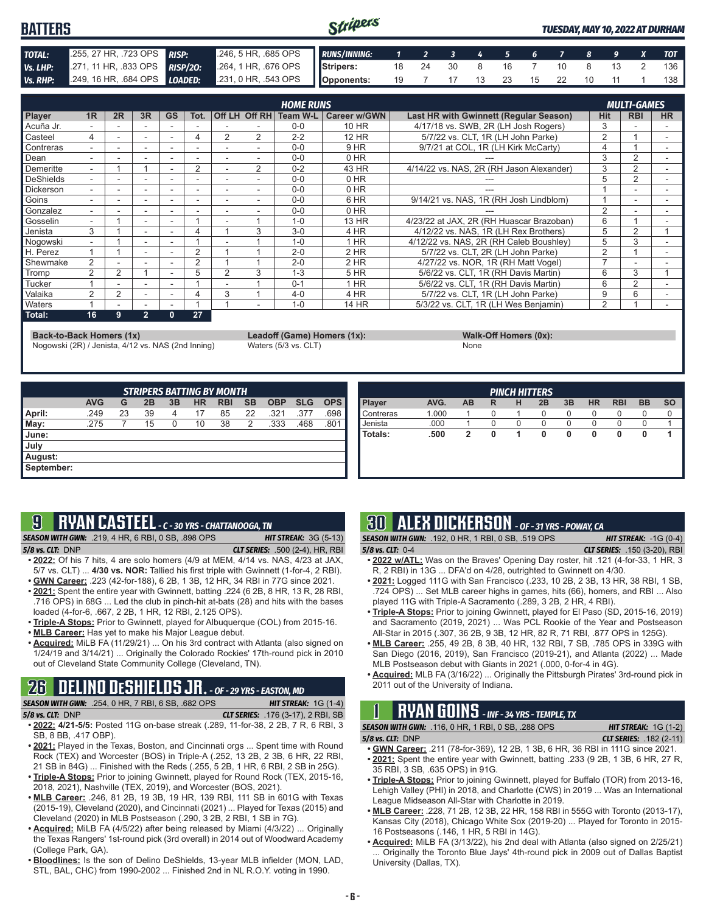# BATTERS

**TUESDAY, MAY 10, 2022 AT DURHAM**

| | | | |
|---|---|---|---|
| **TOTAL:** | .255, 27 HR, .723 OPS | **RISP:** | .246, 5 HR, .685 OPS |
| **Vs. LHP:** | .271, 11 HR, .833 OPS | **RISP/2O:** | .264, 1 HR, .676 OPS |
| **Vs. RHP:** | .249, 16 HR, .684 OPS | **LOADED:** | .231, 0 HR, .543 OPS |

| RUNS/INNING: | 1 | 2 | 3 | 4 | 5 | 6 | 7 | 8 | 9 | X | TOT |
|---|---|---|---|---|---|---|---|---|---|---|---|
| Stripers: | 18 | 24 | 30 | 8 | 16 | 7 | 10 | 8 | 13 | 2 | 136 |
| Opponents: | 19 | 7 | 17 | 13 | 23 | 15 | 22 | 10 | 11 | 1 | 138 |

| | HOME RUNS | | | | | | | | | | MULTI-GAMES | | |
|---|---|---|---|---|---|---|---|---|---|---|---|---|---|
| Player | 1R | 2R | 3R | GS | Tot. | Off LH | Off RH | Team W-L | Career w/GWN | Last HR with Gwinnett (Regular Season) | Hit | RBI | HR |
| Acuña Jr. | - | - | - | - | - | - | - | 0-0 | 10 HR | 4/17/18 vs. SWB, 2R (LH Josh Rogers) | 3 | - | - |
| Casteel | 4 | - | - | - | 4 | 2 | 2 | 2-2 | 12 HR | 5/7/22 vs. CLT, 1R (LH John Parke) | 2 | 1 | - |
| Contreras | - | - | - | - | - | - | - | 0-0 | 9 HR | 9/7/21 at COL, 1R (LH Kirk McCarty) | 4 | 1 | - |
| Dean | - | - | - | - | - | - | - | 0-0 | 0 HR | --- | 3 | 2 | - |
| Demeritte | - | 1 | 1 | - | 2 | - | 2 | 0-2 | 43 HR | 4/14/22 vs. NAS, 2R (RH Jason Alexander) | 3 | 2 | - |
| DeShields | - | - | - | - | - | - | - | 0-0 | 0 HR | --- | 5 | 2 | - |
| Dickerson | - | - | - | - | - | - | - | 0-0 | 0 HR | --- | 1 | - | - |
| Goins | - | - | - | - | - | - | - | 0-0 | 6 HR | 9/14/21 vs. NAS, 1R (RH Josh Lindblom) | 1 | - | - |
| Gonzalez | - | - | - | - | - | - | - | 0-0 | 0 HR | --- | 2 | - | - |
| Gosselin | - | 1 | - | - | 1 | - | 1 | 1-0 | 13 HR | 4/23/22 at JAX, 2R (RH Huascar Brazoban) | 6 | 1 | - |
| Jenista | 3 | 1 | - | - | 4 | 1 | 3 | 3-0 | 4 HR | 4/12/22 vs. NAS, 1R (LH Rex Brothers) | 5 | 2 | 1 |
| Nogowski | - | 1 | - | - | 1 | - | 1 | 1-0 | 1 HR | 4/12/22 vs. NAS, 2R (RH Caleb Boushley) | 5 | 3 | - |
| H. Perez | 1 | 1 | - | - | 2 | 1 | 1 | 2-0 | 2 HR | 5/7/22 vs. CLT, 2R (LH John Parke) | 2 | 1 | - |
| Shewmake | 2 | - | - | - | 2 | 1 | 1 | 2-0 | 2 HR | 4/27/22 vs. NOR, 1R (RH Matt Vogel) | 7 | - | - |
| Tromp | 2 | 2 | 1 | - | 5 | 2 | 3 | 1-3 | 5 HR | 5/6/22 vs. CLT, 1R (RH Davis Martin) | 6 | 3 | 1 |
| Tucker | 1 | - | - | - | 1 | - | 1 | 0-1 | 1 HR | 5/6/22 vs. CLT, 1R (RH Davis Martin) | 6 | 2 | - |
| Valaika | 2 | 2 | - | - | 4 | 3 | 1 | 4-0 | 4 HR | 5/7/22 vs. CLT, 1R (LH John Parke) | 9 | 6 | - |
| Waters | 1 | - | - | - | 1 | 1 | - | 1-0 | 14 HR | 5/3/22 vs. CLT, 1R (LH Wes Benjamin) | 2 | 1 | - |
| **Total:** | **16** | **9** | **2** | **0** | **27** | | | | | | | | |

**Back-to-Back Homers (1x)**
Nogowski (2R) / Jenista, 4/12 vs. NAS (2nd Inning)

**Leadoff (Game) Homers (1x):**
Waters (5/3 vs. CLT)

**Walk-Off Homers (0x):**
None

| STRIPERS BATTING BY MONTH | | | | | | | | | | |
|---|---|---|---|---|---|---|---|---|---|---|
| | AVG | G | 2B | 3B | HR | RBI | SB | OBP | SLG | OPS |
| April: | .249 | 23 | 39 | 4 | 17 | 85 | 22 | .321 | .377 | .698 |
| May: | .275 | 7 | 15 | 0 | 10 | 38 | 2 | .333 | .468 | .801 |
| June: | | | | | | | | | | |
| July | | | | | | | | | | |
| August: | | | | | | | | | | |
| September: | | | | | | | | | | |

| PINCH HITTERS | | | | | | | | | | |
|---|---|---|---|---|---|---|---|---|---|---|
| Player | AVG. | AB | R | H | 2B | 3B | HR | RBI | BB | SO |
| Contreras | 1.000 | 1 | 0 | 1 | 0 | 0 | 0 | 0 | 0 | 0 |
| Jenista | .000 | 1 | 0 | 0 | 0 | 0 | 0 | 0 | 0 | 1 |
| **Totals:** | **.500** | **2** | **0** | **1** | **0** | **0** | **0** | **0** | **0** | **1** |

## 9 RYAN CASTEEL - C - 30 YRS - CHATTANOOGA, TN

**SEASON WITH GWN:** .219, 4 HR, 6 RBI, 0 SB, .898 OPS — **HIT STREAK:** 3G (5-13)
**5/8 vs. CLT:** DNP — **CLT SERIES:** .500 (2-4), HR, RBI

- **2022:** Of his 7 hits, 4 are solo homers (4/9 at MEM, 4/14 vs. NAS, 4/23 at JAX, 5/7 vs. CLT) ... **4/30 vs. NOR:** Tallied his first triple with Gwinnett (1-for-4, 2 RBI).
- **GWN Career:** .223 (42-for-188), 6 2B, 1 3B, 12 HR, 34 RBI in 77G since 2021.
- **2021:** Spent the entire year with Gwinnett, batting .224 (6 2B, 8 HR, 13 R, 28 RBI, .716 OPS) in 68G ... Led the club in pinch-hit at-bats (28) and hits with the bases loaded (4-for-6, .667, 2 2B, 1 HR, 12 RBI, 2.125 OPS).
- **Triple-A Stops:** Prior to Gwinnett, played for Albuquerque (COL) from 2015-16.
- **MLB Career:** Has yet to make his Major League debut.
- **Acquired:** MiLB FA (11/29/21) ... On his 3rd contract with Atlanta (also signed on 1/24/19 and 3/14/21) ... Originally the Colorado Rockies' 17th-round pick in 2010 out of Cleveland State Community College (Cleveland, TN).

## 26 DELINO DESHIELDS JR. - OF - 29 YRS - EASTON, MD

**SEASON WITH GWN:** .254, 0 HR, 7 RBI, 6 SB, .682 OPS — **HIT STREAK:** 1G (1-4)
**5/8 vs. CLT:** DNP — **CLT SERIES:** .176 (3-17), 2 RBI, SB

- **2022: 4/21-5/5:** Posted 11G on-base streak (.289, 11-for-38, 2 2B, 7 R, 6 RBI, 3 SB, 8 BB, .417 OBP).
- **2021:** Played in the Texas, Boston, and Cincinnati orgs ... Spent time with Round Rock (TEX) and Worcester (BOS) in Triple-A (.252, 13 2B, 2 3B, 6 HR, 22 RBI, 21 SB in 84G) ... Finished with the Reds (.255, 5 2B, 1 HR, 6 RBI, 2 SB in 25G).
- **Triple-A Stops:** Prior to joining Gwinnett, played for Round Rock (TEX, 2015-16, 2018, 2021), Nashville (TEX, 2019), and Worcester (BOS, 2021).
- **MLB Career:** .246, 81 2B, 19 3B, 19 HR, 139 RBI, 111 SB in 601G with Texas (2015-19), Cleveland (2020), and Cincinnati (2021) ... Played for Texas (2015) and Cleveland (2020) in MLB Postseason (.290, 3 2B, 2 RBI, 1 SB in 7G).
- **Acquired:** MiLB FA (4/5/22) after being released by Miami (4/3/22) ... Originally the Texas Rangers' 1st-round pick (3rd overall) in 2014 out of Woodward Academy (College Park, GA).
- **Bloodlines:** Is the son of Delino DeShields, 13-year MLB infielder (MON, LAD, STL, BAL, CHC) from 1990-2002 ... Finished 2nd in NL R.O.Y. voting in 1990.

## 30 ALEX DICKERSON - OF - 31 YRS - POWAY, CA

**SEASON WITH GWN:** .192, 0 HR, 1 RBI, 0 SB, .519 OPS — **HIT STREAK:** -1G (0-4)
**5/8 vs. CLT:** 0-4 — **CLT SERIES:** .150 (3-20), RBI

- **2022 w/ATL:** Was on the Braves' Opening Day roster, hit .121 (4-for-33, 1 HR, 3 R, 2 RBI) in 13G ... DFA'd on 4/28, outrighted to Gwinnett on 4/30.
- **2021:** Logged 111G with San Francisco (.233, 10 2B, 2 3B, 13 HR, 38 RBI, 1 SB, .724 OPS) ... Set MLB career highs in games, hits (66), homers, and RBI ... Also played 11G with Triple-A Sacramento (.289, 3 2B, 2 HR, 4 RBI).
- **Triple-A Stops:** Prior to joining Gwinnett, played for El Paso (SD, 2015-16, 2019) and Sacramento (2019, 2021) ... Was PCL Rookie of the Year and Postseason All-Star in 2015 (.307, 36 2B, 9 3B, 12 HR, 82 R, 71 RBI, .877 OPS in 125G).
- **MLB Career:** .255, 49 2B, 8 3B, 40 HR, 132 RBI, 7 SB, .785 OPS in 339G with San Diego (2016, 2019), San Francisco (2019-21), and Atlanta (2022) ... Made MLB Postseason debut with Giants in 2021 (.000, 0-for-4 in 4G).
- **Acquired:** MLB FA (3/16/22) ... Originally the Pittsburgh Pirates' 3rd-round pick in 2011 out of the University of Indiana.

## 1 RYAN GOINS - INF - 34 YRS - TEMPLE, TX

**SEASON WITH GWN:** .116, 0 HR, 1 RBI, 0 SB, .288 OPS — **HIT STREAK:** 1G (1-2)
**5/8 vs. CLT:** DNP — **CLT SERIES:** .182 (2-11)

- **GWN Career:** .211 (78-for-369), 12 2B, 1 3B, 6 HR, 36 RBI in 111G since 2021.
- **2021:** Spent the entire year with Gwinnett, batting .233 (9 2B, 1 3B, 6 HR, 27 R, 35 RBI, 3 SB, .635 OPS) in 91G.
- **Triple-A Stops:** Prior to joining Gwinnett, played for Buffalo (TOR) from 2013-16, Lehigh Valley (PHI) in 2018, and Charlotte (CWS) in 2019 ... Was an International League Midseason All-Star with Charlotte in 2019.
- **MLB Career:** .228, 71 2B, 12 3B, 22 HR, 158 RBI in 555G with Toronto (2013-17), Kansas City (2018), Chicago White Sox (2019-20) ... Played for Toronto in 2015-16 Postseasons (.146, 1 HR, 5 RBI in 14G).
- **Acquired:** MiLB FA (3/13/22), his 2nd deal with Atlanta (also signed on 2/25/21) ... Originally the Toronto Blue Jays' 4th-round pick in 2009 out of Dallas Baptist University (Dallas, TX).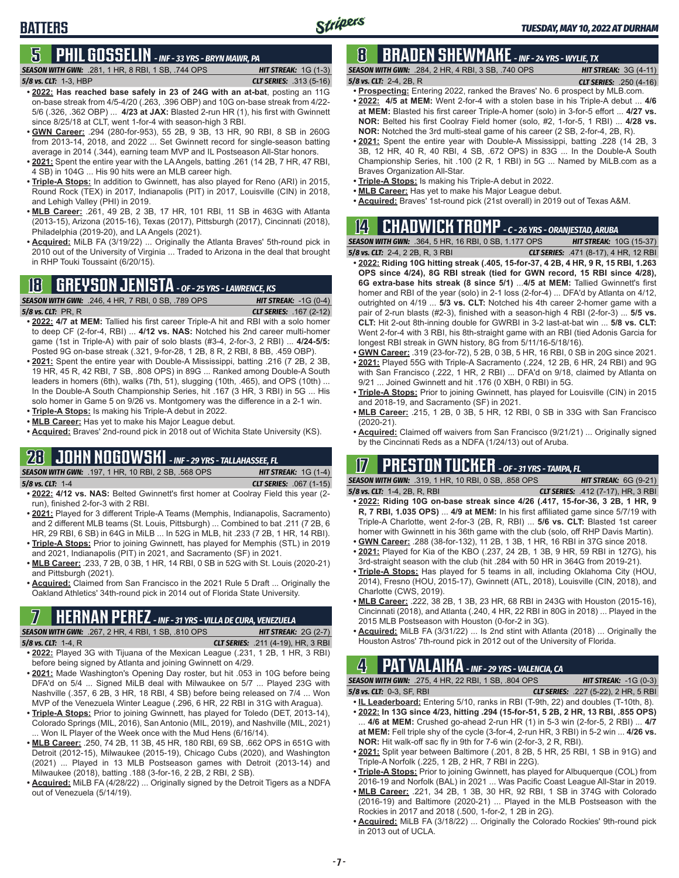# BATTERS

## 5 PHIL GOSSELIN - INF - 33 YRS - BRYN MAWR, PA

**SEASON WITH GWN:** .281, 1 HR, 8 RBI, 1 SB, .744 OPS **HIT STREAK:** 1G (1-3)
**5/8 vs. CLT:** 1-3, HBP **CLT SERIES:** .313 (5-16)

- **2022: Has reached base safely in 23 of 24G with an at-bat**, posting an 11G on-base streak from 4/5-4/20 (.263, .396 OBP) and 10G on-base streak from 4/22-5/6 (.326, .362 OBP) ... **4/23 at JAX:** Blasted 2-run HR (1), his first with Gwinnett since 8/25/18 at CLT, went 1-for-4 with season-high 3 RBI.
- **GWN Career:** .294 (280-for-953), 55 2B, 9 3B, 13 HR, 90 RBI, 8 SB in 260G from 2013-14, 2018, and 2022 ... Set Gwinnett record for single-season batting average in 2014 (.344), earning team MVP and IL Postseason All-Star honors.
- **2021:** Spent the entire year with the LA Angels, batting .261 (14 2B, 7 HR, 47 RBI, 4 SB) in 104G ... His 90 hits were an MLB career high.
- **Triple-A Stops:** In addition to Gwinnett, has also played for Reno (ARI) in 2015, Round Rock (TEX) in 2017, Indianapolis (PIT) in 2017, Louisville (CIN) in 2018, and Lehigh Valley (PHI) in 2019.
- **MLB Career:** .261, 49 2B, 2 3B, 17 HR, 101 RBI, 11 SB in 463G with Atlanta (2013-15), Arizona (2015-16), Texas (2017), Pittsburgh (2017), Cincinnati (2018), Philadelphia (2019-20), and LA Angels (2021).
- **Acquired:** MiLB FA (3/19/22) ... Originally the Atlanta Braves' 5th-round pick in 2010 out of the University of Virginia ... Traded to Arizona in the deal that brought in RHP Touki Toussaint (6/20/15).

## 18 GREYSON JENISTA - OF - 25 YRS - LAWRENCE, KS

**SEASON WITH GWN:** .246, 4 HR, 7 RBI, 0 SB, .789 OPS **HIT STREAK:** -1G (0-4)
**5/8 vs. CLT:** PR, R **CLT SERIES:** .167 (2-12)

- **2022: 4/7 at MEM:** Tallied his first career Triple-A hit and RBI with a solo homer to deep CF (2-for-4, RBI) ... **4/12 vs. NAS:** Notched his 2nd career multi-homer game (1st in Triple-A) with pair of solo blasts (#3-4, 2-for-3, 2 RBI) ... **4/24-5/5:** Posted 9G on-base streak (.321, 9-for-28, 1 2B, 8 R, 2 RBI, 8 BB, .459 OBP).
- **2021:** Spent the entire year with Double-A Mississippi, batting .216 (7 2B, 2 3B, 19 HR, 45 R, 42 RBI, 7 SB, .808 OPS) in 89G ... Ranked among Double-A South leaders in homers (6th), walks (7th, 51), slugging (10th, .465), and OPS (10th) ... In the Double-A South Championship Series, hit .167 (3 HR, 3 RBI) in 5G ... His solo homer in Game 5 on 9/26 vs. Montgomery was the difference in a 2-1 win.
- **Triple-A Stops:** Is making his Triple-A debut in 2022.
- **MLB Career:** Has yet to make his Major League debut.
- **Acquired:** Braves' 2nd-round pick in 2018 out of Wichita State University (KS).

## 28 JOHN NOGOWSKI - INF - 29 YRS - TALLAHASSEE, FL

**SEASON WITH GWN:** .197, 1 HR, 10 RBI, 2 SB, .568 OPS **HIT STREAK:** 1G (1-4)
**5/8 vs. CLT:** 1-4 **CLT SERIES:** .067 (1-15)

- **2022: 4/12 vs. NAS:** Belted Gwinnett's first homer at Coolray Field this year (2-run), finished 2-for-3 with 2 RBI.
- **2021:** Played for 3 different Triple-A Teams (Memphis, Indianapolis, Sacramento) and 2 different MLB teams (St. Louis, Pittsburgh) ... Combined to bat .211 (7 2B, 6 HR, 29 RBI, 6 SB) in 64G in MiLB ... In 52G in MLB, hit .233 (7 2B, 1 HR, 14 RBI).
- **Triple-A Stops:** Prior to joining Gwinnett, has played for Memphis (STL) in 2019 and 2021, Indianapolis (PIT) in 2021, and Sacramento (SF) in 2021.
- **MLB Career:** .233, 7 2B, 0 3B, 1 HR, 14 RBI, 0 SB in 52G with St. Louis (2020-21) and Pittsburgh (2021).
- **Acquired:** Claimed from San Francisco in the 2021 Rule 5 Draft ... Originally the Oakland Athletics' 34th-round pick in 2014 out of Florida State University.

## 7 HERNAN PEREZ - INF - 31 YRS - VILLA DE CURA, VENEZUELA

**SEASON WITH GWN:** .267, 2 HR, 4 RBI, 1 SB, .810 OPS **HIT STREAK:** 2G (2-7)
**5/8 vs. CLT:** 1-4, R **CLT SERIES:** .211 (4-19), HR, 3 RBI

- **2022:** Played 3G with Tijuana of the Mexican League (.231, 1 2B, 1 HR, 3 RBI) before being signed by Atlanta and joining Gwinnett on 4/29.
- **2021:** Made Washington's Opening Day roster, but hit .053 in 13G before being DFA'd on 5/4 ... Signed MiLB deal with Milwaukee on 5/7 ... Played 23G with Nashville (.357, 6 2B, 3 HR, 18 RBI, 4 SB) before being released on 7/4 ... Won MVP of the Venezuela Winter League (.296, 6 HR, 22 RBI in 31G with Aragua).
- **Triple-A Stops:** Prior to joining Gwinnett, has played for Toledo (DET, 2013-14), Colorado Springs (MIL, 2016), San Antonio (MIL, 2019), and Nashville (MIL, 2021) ... Won IL Player of the Week once with the Mud Hens (6/16/14).
- **MLB Career:** .250, 74 2B, 11 3B, 45 HR, 180 RBI, 69 SB, .662 OPS in 651G with Detroit (2012-15), Milwaukee (2015-19), Chicago Cubs (2020), and Washington (2021) ... Played in 13 MLB Postseason games with Detroit (2013-14) and Milwaukee (2018), batting .188 (3-for-16, 2 2B, 2 RBI, 2 SB).
- **Acquired:** MiLB FA (4/28/22) ... Originally signed by the Detroit Tigers as a NDFA out of Venezuela (5/14/19).

## 8 BRADEN SHEWMAKE - INF - 24 YRS - WYLIE, TX

**SEASON WITH GWN:** .284, 2 HR, 4 RBI, 3 SB, .740 OPS **HIT STREAK:** 3G (4-11)
**5/8 vs. CLT:** 2-4, 2B, R **CLT SERIES:** .250 (4-16)

- **Prospecting:** Entering 2022, ranked the Braves' No. 6 prospect by MLB.com.
- **2022: 4/5 at MEM:** Went 2-for-4 with a stolen base in his Triple-A debut ... **4/6 at MEM:** Blasted his first career Triple-A homer (solo) in 3-for-5 effort ... **4/27 vs. NOR:** Belted his first Coolray Field homer (solo, #2, 1-for-5, 1 RBI) ... **4/28 vs. NOR:** Notched the 3rd multi-steal game of his career (2 SB, 2-for-4, 2B, R).
- **2021:** Spent the entire year with Double-A Mississippi, batting .228 (14 2B, 3 3B, 12 HR, 40 R, 40 RBI, 4 SB, .672 OPS) in 83G ... In the Double-A South Championship Series, hit .100 (2 R, 1 RBI) in 5G ... Named by MiLB.com as a Braves Organization All-Star.
- **Triple-A Stops:** Is making his Triple-A debut in 2022.
- **MLB Career:** Has yet to make his Major League debut.
- **Acquired:** Braves' 1st-round pick (21st overall) in 2019 out of Texas A&M.

## 14 CHADWICK TROMP - C - 26 YRS - ORANJESTAD, ARUBA

**SEASON WITH GWN:** .364, 5 HR, 16 RBI, 0 SB, 1.177 OPS **HIT STREAK:** 10G (15-37)
**5/8 vs. CLT:** 2-4, 2 2B, R, 3 RBI **CLT SERIES:** .471 (8-17), 4 HR, 12 RBI

- **2022: Riding 10G hitting streak (.405, 15-for-37, 4 2B, 4 HR, 9 R, 15 RBI, 1.263 OPS since 4/24), 8G RBI streak (tied for GWN record, 15 RBI since 4/28), 6G extra-base hits streak (8 since 5/1)** ...**4/5 at MEM:** Tallied Gwinnett's first homer and RBI of the year (solo) in 2-1 loss (2-for-4) ... DFA'd by Atlanta on 4/12, outrighted on 4/19 ... **5/3 vs. CLT:** Notched his 4th career 2-homer game with a pair of 2-run blasts (#2-3), finished with a season-high 4 RBI (2-for-3) ... **5/5 vs. CLT:** Hit 2-out 8th-inning double for GWRBI in 3-2 last-at-bat win ... **5/8 vs. CLT:** Went 2-for-4 with 3 RBI, his 8th-straight game with an RBI (tied Adonis Garcia for longest RBI streak in GWN history, 8G from 5/11/16-5/18/16).
- **GWN Career:** .319 (23-for-72), 5 2B, 0 3B, 5 HR, 16 RBI, 0 SB in 20G since 2021.
- **2021:** Played 55G with Triple-A Sacramento (.224, 12 2B, 6 HR, 24 RBI) and 9G with San Francisco (.222, 1 HR, 2 RBI) ... DFA'd on 9/18, claimed by Atlanta on 9/21 ... Joined Gwinnett and hit .176 (0 XBH, 0 RBI) in 5G.
- **Triple-A Stops:** Prior to joining Gwinnett, has played for Louisville (CIN) in 2015 and 2018-19, and Sacramento (SF) in 2021.
- **MLB Career:** .215, 1 2B, 0 3B, 5 HR, 12 RBI, 0 SB in 33G with San Francisco (2020-21).
- **Acquired:** Claimed off waivers from San Francisco (9/21/21) ... Originally signed by the Cincinnati Reds as a NDFA (1/24/13) out of Aruba.

## 17 PRESTON TUCKER - OF - 31 YRS - TAMPA, FL

**SEASON WITH GWN:** .319, 1 HR, 10 RBI, 0 SB, .858 OPS **HIT STREAK:** 6G (9-21)
**5/8 vs. CLT:** 1-4, 2B, R, RBI **CLT SERIES:** .412 (7-17), HR, 3 RBI

- **2022: Riding 10G on-base streak since 4/26 (.417, 15-for-36, 3 2B, 1 HR, 9 R, 7 RBI, 1.035 OPS)** ... **4/9 at MEM:** In his first affiliated game since 5/7/19 with Triple-A Charlotte, went 2-for-3 (2B, R, RBI) ... **5/6 vs. CLT:** Blasted 1st career homer with Gwinnett in his 36th game with the club (solo, off RHP Davis Martin).
- **GWN Career:** .288 (38-for-132), 11 2B, 1 3B, 1 HR, 16 RBI in 37G since 2018.
- **2021:** Played for Kia of the KBO (.237, 24 2B, 1 3B, 9 HR, 59 RBI in 127G), his 3rd-straight season with the club (hit .284 with 50 HR in 364G from 2019-21).
- **Triple-A Stops:** Has played for 5 teams in all, including Oklahoma City (HOU, 2014), Fresno (HOU, 2015-17), Gwinnett (ATL, 2018), Louisville (CIN, 2018), and Charlotte (CWS, 2019).
- **MLB Career:** .222, 38 2B, 1 3B, 23 HR, 68 RBI in 243G with Houston (2015-16), Cincinnati (2018), and Atlanta (.240, 4 HR, 22 RBI in 80G in 2018) ... Played in the 2015 MLB Postseason with Houston (0-for-2 in 3G).
- **Acquired:** MiLB FA (3/31/22) ... Is 2nd stint with Atlanta (2018) ... Originally the Houston Astros' 7th-round pick in 2012 out of the University of Florida.

## 4 PAT VALAIKA - INF - 29 YRS - VALENCIA, CA

**SEASON WITH GWN:** .275, 4 HR, 22 RBI, 1 SB, .804 OPS **HIT STREAK:** -1G (0-3)
**5/8 vs. CLT:** 0-3, SF, RBI **CLT SERIES:** .227 (5-22), 2 HR, 5 RBI

- **IL Leaderboard:** Entering 5/10, ranks in RBI (T-9th, 22) and doubles (T-10th, 8).
- **2022: In 13G since 4/23, hitting .294 (15-for-51, 5 2B, 2 HR, 13 RBI, .855 OPS)** ... **4/6 at MEM:** Crushed go-ahead 2-run HR (1) in 5-3 win (2-for-5, 2 RBI) ... **4/7 at MEM:** Fell triple shy of the cycle (3-for-4, 2-run HR, 3 RBI) in 5-2 win ... **4/26 vs. NOR:** Hit walk-off sac fly in 9th for 7-6 win (2-for-3, 2 R, RBI).
- **2021:** Split year between Baltimore (.201, 8 2B, 5 HR, 25 RBI, 1 SB in 91G) and Triple-A Norfolk (.225, 1 2B, 2 HR, 7 RBI in 22G).
- **Triple-A Stops:** Prior to joining Gwinnett, has played for Albuquerque (COL) from 2016-19 and Norfolk (BAL) in 2021 ... Was Pacific Coast League All-Star in 2019.
- **MLB Career:** .221, 34 2B, 1 3B, 30 HR, 92 RBI, 1 SB in 374G with Colorado (2016-19) and Baltimore (2020-21) ... Played in the MLB Postseason with the Rockies in 2017 and 2018 (.500, 1-for-2, 1 2B in 2G).
- **Acquired:** MiLB FA (3/18/22) ... Originally the Colorado Rockies' 9th-round pick in 2013 out of UCLA.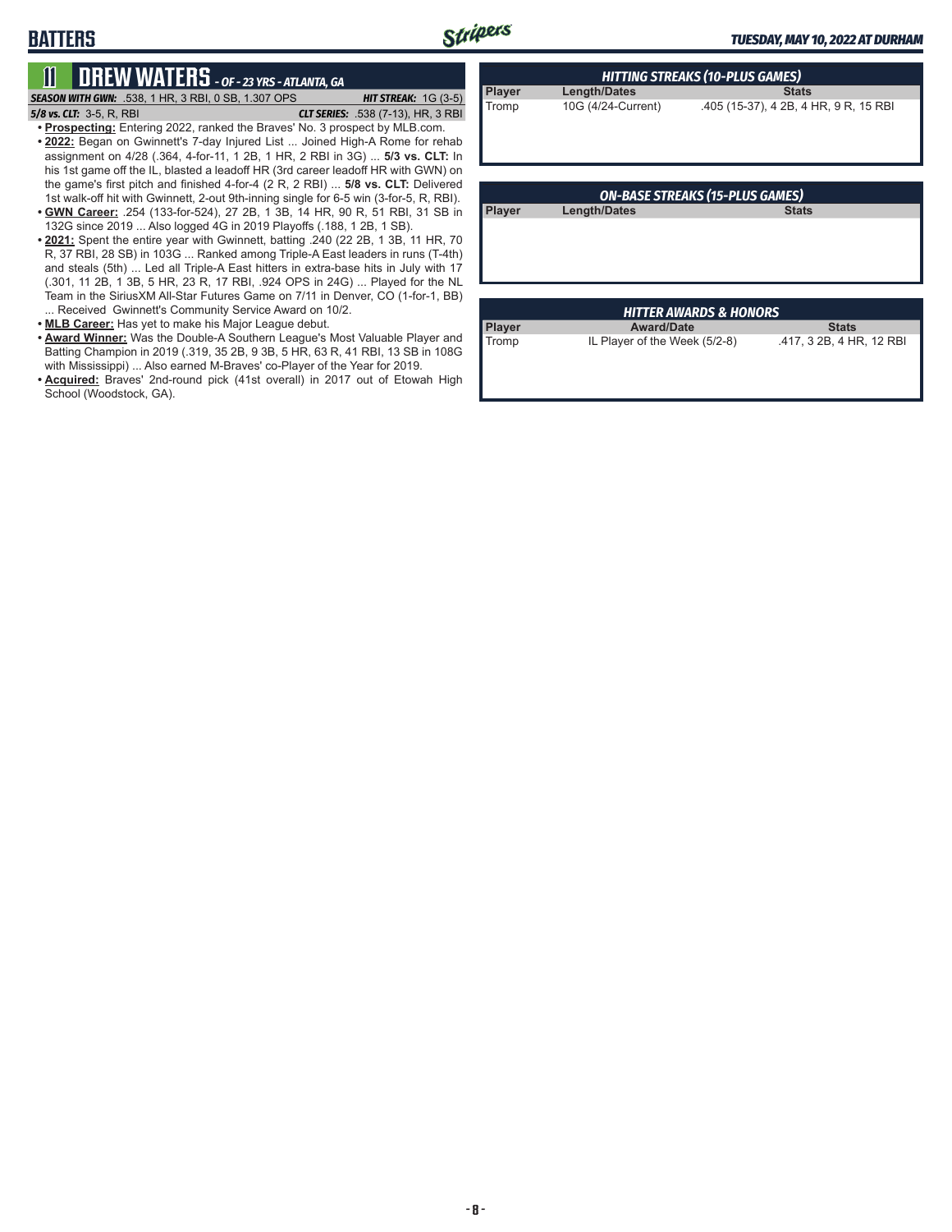# BATTERS

## 11 DREW WATERS - OF - 23 YRS - ATLANTA, GA

***SEASON WITH GWN:*** .538, 1 HR, 3 RBI, 0 SB, 1.307 OPS | ***HIT STREAK:*** 1G (3-5)

***5/8 vs. CLT:*** 3-5, R, RBI | ***CLT SERIES:*** .538 (7-13), HR, 3 RBI

- **Prospecting:** Entering 2022, ranked the Braves' No. 3 prospect by MLB.com.
- **2022:** Began on Gwinnett's 7-day Injured List ... Joined High-A Rome for rehab assignment on 4/28 (.364, 4-for-11, 1 2B, 1 HR, 2 RBI in 3G) ... **5/3 vs. CLT:** In his 1st game off the IL, blasted a leadoff HR (3rd career leadoff HR with GWN) on the game's first pitch and finished 4-for-4 (2 R, 2 RBI) ... **5/8 vs. CLT:** Delivered 1st walk-off hit with Gwinnett, 2-out 9th-inning single for 6-5 win (3-for-5, R, RBI).
- **GWN Career:** .254 (133-for-524), 27 2B, 1 3B, 14 HR, 90 R, 51 RBI, 31 SB in 132G since 2019 ... Also logged 4G in 2019 Playoffs (.188, 1 2B, 1 SB).
- **2021:** Spent the entire year with Gwinnett, batting .240 (22 2B, 1 3B, 11 HR, 70 R, 37 RBI, 28 SB) in 103G ... Ranked among Triple-A East leaders in runs (T-4th) and steals (5th) ... Led all Triple-A East hitters in extra-base hits in July with 17 (.301, 11 2B, 1 3B, 5 HR, 23 R, 17 RBI, .924 OPS in 24G) ... Played for the NL Team in the SiriusXM All-Star Futures Game on 7/11 in Denver, CO (1-for-1, BB) ... Received Gwinnett's Community Service Award on 10/2.
- **MLB Career:** Has yet to make his Major League debut.
- **Award Winner:** Was the Double-A Southern League's Most Valuable Player and Batting Champion in 2019 (.319, 35 2B, 9 3B, 5 HR, 63 R, 41 RBI, 13 SB in 108G with Mississippi) ... Also earned M-Braves' co-Player of the Year for 2019.
- **Acquired:** Braves' 2nd-round pick (41st overall) in 2017 out of Etowah High School (Woodstock, GA).

### HITTING STREAKS (10-PLUS GAMES)

| Player | Length/Dates | Stats |
|---|---|---|
| Tromp | 10G (4/24-Current) | .405 (15-37), 4 2B, 4 HR, 9 R, 15 RBI |

### ON-BASE STREAKS (15-PLUS GAMES)

| Player | Length/Dates | Stats |
|---|---|---|

### HITTER AWARDS & HONORS

| Player | Award/Date | Stats |
|---|---|---|
| Tromp | IL Player of the Week (5/2-8) | .417, 3 2B, 4 HR, 12 RBI |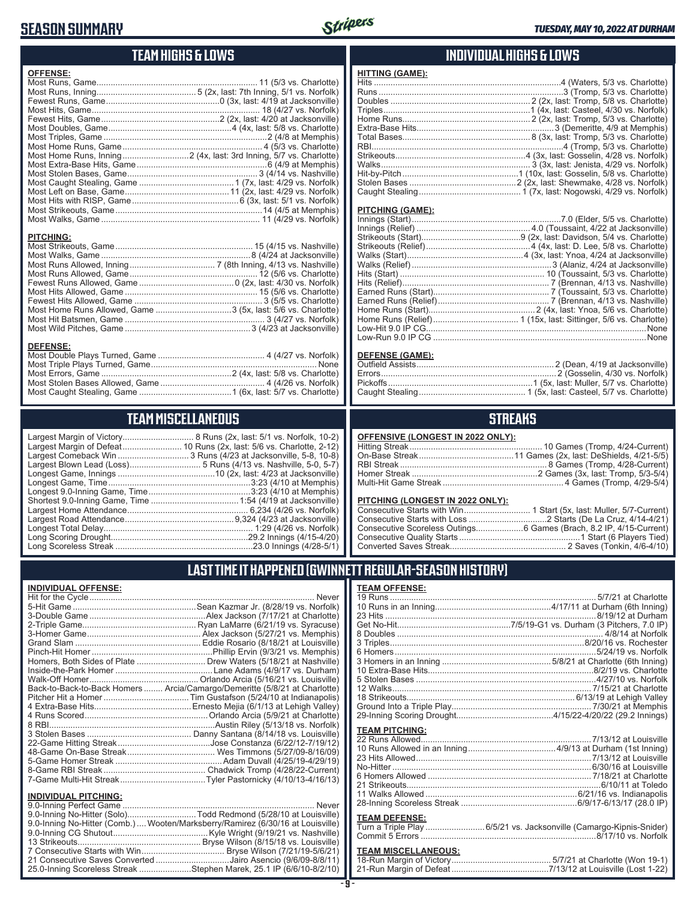# SEASON SUMMARY

*TUESDAY, MAY 10, 2022 AT DURHAM*

## TEAM HIGHS & LOWS

**OFFENSE:**

| | |
|---|---|
| Most Runs, Game | 11 (5/3 vs. Charlotte) |
| Most Runs, Inning | 5 (2x, last: 7th Inning, 5/1 vs. Norfolk) |
| Fewest Runs, Game | 0 (3x, last: 4/19 at Jacksonville) |
| Most Hits, Game | 18 (4/27 vs. Norfolk) |
| Fewest Hits, Game | 2 (2x, last: 4/20 at Jacksonville) |
| Most Doubles, Game | 4 (4x, last: 5/8 vs. Charlotte) |
| Most Triples, Game | 2 (4/8 at Memphis) |
| Most Home Runs, Game | 4 (5/3 vs. Charlotte) |
| Most Home Runs, Inning | 2 (4x, last: 3rd Inning, 5/7 vs. Charlotte) |
| Most Extra-Base Hits, Game | 6 (4/9 at Memphis) |
| Most Stolen Bases, Game | 3 (4/14 vs. Nashville) |
| Most Caught Stealing, Game | 1 (7x, last: 4/29 vs. Norfolk) |
| Most Left on Base, Game | 11 (2x, last: 4/29 vs. Norfolk) |
| Most Hits with RISP, Game | 6 (3x, last: 5/1 vs. Norfolk) |
| Most Strikeouts, Game | 14 (4/5 at Memphis) |
| Most Walks, Game | 11 (4/29 vs. Norfolk) |

**PITCHING:**

| | |
|---|---|
| Most Strikeouts, Game | 15 (4/15 vs. Nashville) |
| Most Walks, Game | 8 (4/24 at Jacksonville) |
| Most Runs Allowed, Inning | 7 (8th Inning, 4/13 vs. Nashville) |
| Most Runs Allowed, Game | 12 (5/6 vs. Charlotte) |
| Fewest Runs Allowed, Game | 0 (2x, last: 4/30 vs. Norfolk) |
| Most Hits Allowed, Game | 15 (5/6 vs. Charlotte) |
| Fewest Hits Allowed, Game | 3 (5/5 vs. Charlotte) |
| Most Home Runs Allowed, Game | 3 (5x, last: 5/6 vs. Charlotte) |
| Most Hit Batsmen, Game | 3 (4/27 vs. Norfolk) |
| Most Wild Pitches, Game | 3 (4/23 at Jacksonville) |

**DEFENSE:**

| | |
|---|---|
| Most Double Plays Turned, Game | 4 (4/27 vs. Norfolk) |
| Most Triple Plays Turned, Game | None |
| Most Errors, Game | 2 (4x, last: 5/8 vs. Charlotte) |
| Most Stolen Bases Allowed, Game | 4 (4/26 vs. Norfolk) |
| Most Caught Stealing, Game | 1 (6x, last: 5/7 vs. Charlotte) |

## INDIVIDUAL HIGHS & LOWS

**HITTING (GAME):**

| | |
|---|---|
| Hits | 4 (Waters, 5/3 vs. Charlotte) |
| Runs | 3 (Tromp, 5/3 vs. Charlotte) |
| Doubles | 2 (2x, last: Tromp, 5/8 vs. Charlotte) |
| Triples | 1 (4x, last: Casteel, 4/30 vs. Norfolk) |
| Home Runs | 2 (2x, last: Tromp, 5/3 vs. Charlotte) |
| Extra-Base Hits | 3 (Demeritte, 4/9 at Memphis) |
| Total Bases | 8 (3x, last: Tromp, 5/3 vs. Charlotte) |
| RBI | 4 (Tromp, 5/3 vs. Charlotte) |
| Strikeouts | 4 (3x, last: Gosselin, 4/28 vs. Norfolk) |
| Walks | 3 (3x, last: Jenista, 4/29 vs. Norfolk) |
| Hit-by-Pitch | 1 (10x, last: Gosselin, 5/8 vs. Charlotte) |
| Stolen Bases | 2 (2x, last: Shewmake, 4/28 vs. Norfolk) |
| Caught Stealing | 1 (7x, last: Nogowski, 4/29 vs. Norfolk) |

**PITCHING (GAME):**

| | |
|---|---|
| Innings (Start) | 7.0 (Elder, 5/5 vs. Charlotte) |
| Innings (Relief) | 4.0 (Toussaint, 4/22 at Jacksonville) |
| Strikeouts (Start) | 9 (2x, last: Davidson, 5/4 vs. Charlotte) |
| Strikeouts (Relief) | 4 (4x, last: D. Lee, 5/8 vs. Charlotte) |
| Walks (Start) | 4 (3x, last: Ynoa, 4/24 at Jacksonville) |
| Walks (Relief) | 3 (Alaniz, 4/24 at Jacksonville) |
| Hits (Start) | 10 (Toussaint, 5/3 vs. Charlotte) |
| Hits (Relief) | 7 (Brennan, 4/13 vs. Nashville) |
| Earned Runs (Start) | 7 (Toussaint, 5/3 vs. Charlotte) |
| Earned Runs (Relief) | 7 (Brennan, 4/13 vs. Nashville) |
| Home Runs (Start) | 2 (4x, last: Ynoa, 5/6 vs. Charlotte) |
| Home Runs (Relief) | 1 (15x, last: Sittinger, 5/6 vs. Charlotte) |
| Low-Hit 9.0 IP CG | None |
| Low-Run 9.0 IP CG | None |

**DEFENSE (GAME):**

| | |
|---|---|
| Outfield Assists | 2 (Dean, 4/19 at Jacksonville) |
| Errors | 2 (Gosselin, 4/30 vs. Norfolk) |
| Pickoffs | 1 (5x, last: Muller, 5/7 vs. Charlotte) |
| Caught Stealing | 1 (5x, last: Casteel, 5/7 vs. Charlotte) |

## TEAM MISCELLANEOUS

| | |
|---|---|
| Largest Margin of Victory | 8 Runs (2x, last: 5/1 vs. Norfolk, 10-2) |
| Largest Margin of Defeat | 10 Runs (2x, last: 5/6 vs. Charlotte, 2-12) |
| Largest Comeback Win | 3 Runs (4/23 at Jacksonville, 5-8, 10-8) |
| Largest Blown Lead (Loss) | 5 Runs (4/13 vs. Nashville, 5-0, 5-7) |
| Longest Game, Innings | 10 (2x, last: 4/23 at Jacksonville) |
| Longest Game, Time | 3:23 (4/10 at Memphis) |
| Longest 9.0-Inning Game, Time | 3:23 (4/10 at Memphis) |
| Shortest 9.0-Inning Game, Time | 1:54 (4/19 at Jacksonville) |
| Largest Home Attendance | 6,234 (4/26 vs. Norfolk) |
| Largest Road Attendance | 9,324 (4/23 at Jacksonville) |
| Longest Total Delay | 1:29 (4/26 vs. Norfolk) |
| Long Scoring Drought | 29.2 Innings (4/15-4/20) |
| Long Scoreless Streak | 23.0 Innings (4/28-5/1) |

## STREAKS

**OFFENSIVE (LONGEST IN 2022 ONLY):**

| | |
|---|---|
| Hitting Streak | 10 Games (Tromp, 4/24-Current) |
| On-Base Streak | 11 Games (2x, last: DeShields, 4/21-5/5) |
| RBI Streak | 8 Games (Tromp, 4/28-Current) |
| Homer Streak | 2 Games (3x, last: Tromp, 5/3-5/4) |
| Multi-Hit Game Streak | 4 Games (Tromp, 4/29-5/4) |

**PITCHING (LONGEST IN 2022 ONLY):**

| | |
|---|---|
| Consecutive Starts with Win | 1 Start (5x, last: Muller, 5/7-Current) |
| Consecutive Starts with Loss | 2 Starts (De La Cruz, 4/14-4/21) |
| Consecutive Scoreless Outings | 6 Games (Brach, 8.2 IP, 4/15-Current) |
| Consecutive Quality Starts | 1 Start (6 Players Tied) |
| Converted Saves Streak | 2 Saves (Tonkin, 4/6-4/10) |

## LAST TIME IT HAPPENED (GWINNETT REGULAR-SEASON HISTORY)

**INDIVIDUAL OFFENSE:**

| | |
|---|---|
| Hit for the Cycle | Never |
| 5-Hit Game | Sean Kazmar Jr. (8/28/19 vs. Norfolk) |
| 3-Double Game | Alex Jackson (7/17/21 at Charlotte) |
| 2-Triple Game | Ryan LaMarre (6/21/19 vs. Syracuse) |
| 3-Homer Game | Alex Jackson (5/27/21 vs. Memphis) |
| Grand Slam | Eddie Rosario (8/18/21 at Louisville) |
| Pinch-Hit Homer | Phillip Ervin (9/3/21 vs. Memphis) |
| Homers, Both Sides of Plate | Drew Waters (5/18/21 at Nashville) |
| Inside-the-Park Homer | Lane Adams (4/9/17 vs. Durham) |
| Walk-Off Homer | Orlando Arcia (5/16/21 vs. Louisville) |
| Back-to-Back-to-Back Homers | Arcia/Camargo/Demeritte (5/8/21 at Charlotte) |
| Pitcher Hit a Homer | Tim Gustafson (5/24/10 at Indianapolis) |
| 4 Extra-Base Hits | Ernesto Mejia (6/1/13 at Lehigh Valley) |
| 4 Runs Scored | Orlando Arcia (5/9/21 at Charlotte) |
| 8 RBI | Austin Riley (5/13/18 vs. Norfolk) |
| 3 Stolen Bases | Danny Santana (8/14/18 vs. Louisville) |
| 22-Game Hitting Streak | Jose Constanza (6/22/12-7/19/12) |
| 48-Game On-Base Streak | Wes Timmons (5/27/09-8/16/09) |
| 5-Game Homer Streak | Adam Duvall (4/25/19-4/29/19) |
| 8-Game RBI Streak | Chadwick Tromp (4/28/22-Current) |
| 7-Game Multi-Hit Streak | Tyler Pastornicky (4/10/13-4/16/13) |

**INDIVIDUAL PITCHING:**

| | |
|---|---|
| 9.0-Inning Perfect Game | Never |
| 9.0-Inning No-Hitter (Solo) | Todd Redmond (5/28/10 at Louisville) |
| 9.0-Inning No-Hitter (Comb.) | Wooten/Marksberry/Ramirez (6/30/16 at Louisville) |
| 9.0-Inning CG Shutout | Kyle Wright (9/19/21 vs. Nashville) |
| 13 Strikeouts | Bryse Wilson (8/15/18 vs. Louisville) |
| 7 Consecutive Starts with Win | Bryse Wilson (7/21/19-5/6/21) |
| 21 Consecutive Saves Converted | Jairo Asencio (9/6/09-8/8/11) |
| 25.0-Inning Scoreless Streak | Stephen Marek, 25.1 IP (6/6/10-8/2/10) |

**TEAM OFFENSE:**

| | |
|---|---|
| 19 Runs | 5/7/21 at Charlotte |
| 10 Runs in an Inning | 4/17/11 at Durham (6th Inning) |
| 23 Hits | 8/19/12 at Durham |
| Get No-Hit | 7/5/19-G1 vs. Durham (3 Pitchers, 7.0 IP) |
| 8 Doubles | 4/8/14 at Norfolk |
| 3 Triples | 8/20/16 vs. Rochester |
| 6 Homers | 5/24/19 vs. Norfolk |
| 3 Homers in an Inning | 5/8/21 at Charlotte (6th Inning) |
| 10 Extra-Base Hits | 8/2/19 vs. Charlotte |
| 5 Stolen Bases | 4/27/10 vs. Norfolk |
| 12 Walks | 7/15/21 at Charlotte |
| 18 Strikeouts | 6/13/19 at Lehigh Valley |
| Ground Into a Triple Play | 7/30/21 at Memphis |
| 29-Inning Scoring Drought | 4/15/22-4/20/22 (29.2 Innings) |

**TEAM PITCHING:**

| | |
|---|---|
| 22 Runs Allowed | 7/13/12 at Louisville |
| 10 Runs Allowed in an Inning | 4/9/13 at Durham (1st Inning) |
| 23 Hits Allowed | 7/13/12 at Louisville |
| No-Hitter | 6/30/16 at Louisville |
| 6 Homers Allowed | 7/18/21 at Charlotte |
| 21 Strikeouts | 6/10/11 at Toledo |
| 11 Walks Allowed | 6/21/16 vs. Indianapolis |
| 28-Inning Scoreless Streak | 6/9/17-6/13/17 (28.0 IP) |

**TEAM DEFENSE:**

| | |
|---|---|
| Turn a Triple Play | 6/5/21 vs. Jacksonville (Camargo-Kipnis-Snider) |
| Commit 5 Errors | 8/17/10 vs. Norfolk |

**TEAM MISCELLANEOUS:**

| | |
|---|---|
| 18-Run Margin of Victory | 5/7/21 at Charlotte (Won 19-1) |
| 21-Run Margin of Defeat | 7/13/12 at Louisville (Lost 1-22) |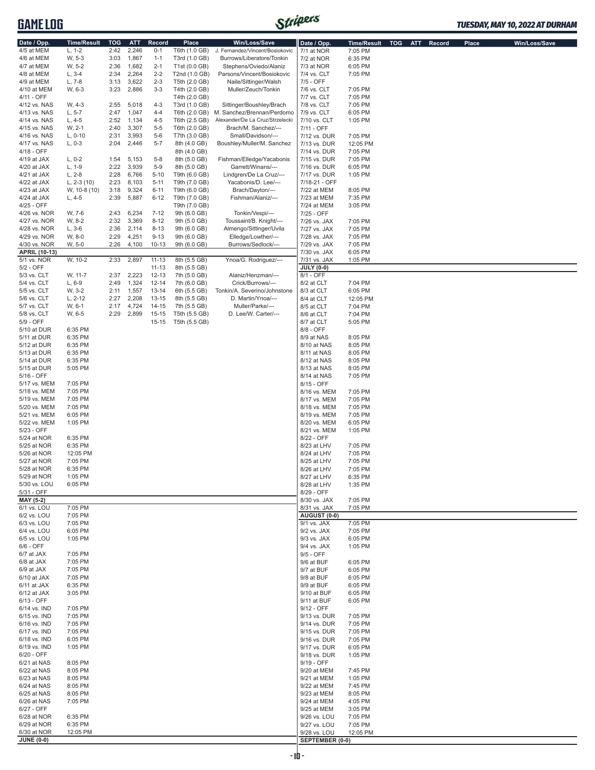# GAME LOG

*TUESDAY, MAY 10, 2022 AT DURHAM*

| Date / Opp. | Time/Result | TOG | ATT | Record | Place | Win/Loss/Save |
|---|---|---|---|---|---|---|
| 4/5 at MEM | L, 1-2 | 2:42 | 2,246 | 0-1 | T6th (1.0 GB) | J. Fernandez/Vincent/Bosiokovic |
| 4/6 at MEM | W, 5-3 | 3:03 | 1,867 | 1-1 | T3rd (1.0 GB) | Burrows/Liberatore/Tonkin |
| 4/7 at MEM | W, 5-2 | 2:36 | 1,682 | 2-1 | T1st (0.0 GB) | Stephens/Oviedo/Alaniz |
| 4/8 at MEM | L, 3-4 | 2:34 | 2,264 | 2-2 | T2nd (1.0 GB) | Parsons/Vincent/Bosiokovic |
| 4/9 at MEM | L, 7-8 | 3:13 | 3,622 | 2-3 | T5th (2.0 GB) | Naile/Sittinger/Walsh |
| 4/10 at MEM | W, 6-3 | 3:23 | 2,886 | 3-3 | T4th (2.0 GB) | Muller/Zeuch/Tonkin |
| 4/11 - OFF | | | | | T4th (2.0 GB) | |
| 4/12 vs. NAS | W, 4-3 | 2:55 | 5,018 | 4-3 | T3rd (1.0 GB) | Sittinger/Boushley/Brach |
| 4/13 vs. NAS | L, 5-7 | 2:47 | 1,047 | 4-4 | T6th (2.0 GB) | M. Sanchez/Brennan/Perdomo |
| 4/14 vs. NAS | L, 4-5 | 2:52 | 1,134 | 4-5 | T6th (2.5 GB) | Alexander/De La Cruz/Strzelecki |
| 4/15 vs. NAS | W, 2-1 | 2:40 | 3,307 | 5-5 | T6th (2.0 GB) | Brach/M. Sanchez/--- |
| 4/16 vs. NAS | L, 0-10 | 2:31 | 3,993 | 5-6 | T7th (3.0 GB) | Small/Davidson/--- |
| 4/17 vs. NAS | L, 0-3 | 2:04 | 2,446 | 5-7 | 8th (4.0 GB) | Boushley/Muller/M. Sanchez |
| 4/18 - OFF | | | | | 8th (4.0 GB) | |
| 4/19 at JAX | L, 0-2 | 1:54 | 5,153 | 5-8 | 8th (5.0 GB) | Fishman/Elledge/Yacabonis |
| 4/20 at JAX | L, 1-9 | 2:22 | 3,939 | 5-9 | 8th (5.0 GB) | Garrett/Winans/--- |
| 4/21 at JAX | L, 2-8 | 2:28 | 6,766 | 5-10 | T9th (6.0 GB) | Lindgren/De La Cruz/--- |
| 4/22 at JAX | L, 2-3 (10) | 2:23 | 8,103 | 5-11 | T9th (7.0 GB) | Yacabonis/D. Lee/--- |
| 4/23 at JAX | W, 10-8 (10) | 3:18 | 9,324 | 6-11 | T9th (6.0 GB) | Brach/Dayton/--- |
| 4/24 at JAX | L, 4-5 | 2:39 | 5,887 | 6-12 | T9th (7.0 GB) | Fishman/Alaniz/--- |
| 4/25 - OFF | | | | | T9th (7.0 GB) | |
| 4/26 vs. NOR | W, 7-6 | 2:43 | 6,234 | 7-12 | 9th (6.0 GB) | Tonkin/Vespi/--- |
| 4/27 vs. NOR | W, 8-2 | 2:32 | 3,369 | 8-12 | 9th (5.0 GB) | Toussaint/B. Knight/--- |
| 4/28 vs. NOR | L, 3-6 | 2:36 | 2,114 | 8-13 | 9th (6.0 GB) | Almengo/Sittinger/Uvila |
| 4/29 vs. NOR | W, 8-0 | 2:29 | 4,251 | 9-13 | 9th (6.0 GB) | Elledge/Lowther/--- |
| 4/30 vs. NOR | W, 5-0 | 2:26 | 4,100 | 10-13 | 9th (6.0 GB) | Burrows/Sedlock/--- |
| **APRIL (10-13)** | | | | | | |
| 5/1 vs. NOR | W, 10-2 | 2:33 | 2,897 | 11-13 | 8th (5.5 GB) | Ynoa/G. Rodriguez/--- |
| 5/2 - OFF | | | | 11-13 | 8th (5.5 GB) | |
| 5/3 vs. CLT | W, 11-7 | 2:37 | 2,223 | 12-13 | 7th (5.0 GB) | Alaniz/Henzman/--- |
| 5/4 vs. CLT | L, 6-9 | 2:49 | 1,324 | 12-14 | 7th (6.0 GB) | Crick/Burrows/--- |
| 5/5 vs. CLT | W, 3-2 | 2:11 | 1,557 | 13-14 | 6th (5.5 GB) | Tonkin/A. Severino/Johnstone |
| 5/6 vs. CLT | L, 2-12 | 2:27 | 2,208 | 13-15 | 8th (5.5 GB) | D. Martin/Ynoa/--- |
| 5/7 vs. CLT | W, 6-1 | 2:17 | 4,724 | 14-15 | 7th (5.5 GB) | Muller/Parke/--- |
| 5/8 vs. CLT | W, 6-5 | 2:29 | 2,899 | 15-15 | T5th (5.5 GB) | D. Lee/W. Carter/--- |
| 5/9 - OFF | | | | 15-15 | T5th (5.5 GB) | |
| 5/10 at DUR | 6:35 PM | | | | | |
| 5/11 at DUR | 6:35 PM | | | | | |
| 5/12 at DUR | 6:35 PM | | | | | |
| 5/13 at DUR | 6:35 PM | | | | | |
| 5/14 at DUR | 6:35 PM | | | | | |
| 5/15 at DUR | 5:05 PM | | | | | |
| 5/16 - OFF | | | | | | |
| 5/17 vs. MEM | 7:05 PM | | | | | |
| 5/18 vs. MEM | 7:05 PM | | | | | |
| 5/19 vs. MEM | 7:05 PM | | | | | |
| 5/20 vs. MEM | 7:05 PM | | | | | |
| 5/21 vs. MEM | 6:05 PM | | | | | |
| 5/22 vs. MEM | 1:05 PM | | | | | |
| 5/23 - OFF | | | | | | |
| 5/24 at NOR | 6:35 PM | | | | | |
| 5/25 at NOR | 6:35 PM | | | | | |
| 5/26 at NOR | 12:05 PM | | | | | |
| 5/27 at NOR | 7:05 PM | | | | | |
| 5/28 at NOR | 6:35 PM | | | | | |
| 5/29 at NOR | 1:05 PM | | | | | |
| 5/30 vs. LOU | 6:05 PM | | | | | |
| 5/31 - OFF | | | | | | |
| **MAY (5-2)** | | | | | | |
| 6/1 vs. LOU | 7:05 PM | | | | | |
| 6/2 vs. LOU | 7:05 PM | | | | | |
| 6/3 vs. LOU | 7:05 PM | | | | | |
| 6/4 vs. LOU | 6:05 PM | | | | | |
| 6/5 vs. LOU | 1:05 PM | | | | | |
| 6/6 - OFF | | | | | | |
| 6/7 at JAX | 7:05 PM | | | | | |
| 6/8 at JAX | 7:05 PM | | | | | |
| 6/9 at JAX | 7:05 PM | | | | | |
| 6/10 at JAX | 7:05 PM | | | | | |
| 6/11 at JAX | 6:35 PM | | | | | |
| 6/12 at JAX | 3:05 PM | | | | | |
| 6/13 - OFF | | | | | | |
| 6/14 vs. IND | 7:05 PM | | | | | |
| 6/15 vs. IND | 7:05 PM | | | | | |
| 6/16 vs. IND | 7:05 PM | | | | | |
| 6/17 vs. IND | 7:05 PM | | | | | |
| 6/18 vs. IND | 6:05 PM | | | | | |
| 6/19 vs. IND | 1:05 PM | | | | | |
| 6/20 - OFF | | | | | | |
| 6/21 at NAS | 8:05 PM | | | | | |
| 6/22 at NAS | 8:05 PM | | | | | |
| 6/23 at NAS | 8:05 PM | | | | | |
| 6/24 at NAS | 8:05 PM | | | | | |
| 6/25 at NAS | 8:05 PM | | | | | |
| 6/26 at NAS | 7:05 PM | | | | | |
| 6/27 - OFF | | | | | | |
| 6/28 at NOR | 6:35 PM | | | | | |
| 6/29 at NOR | 6:35 PM | | | | | |
| 6/30 at NOR | 12:05 PM | | | | | |
| **JUNE (0-0)** | | | | | | |

| Date / Opp. | Time/Result | TOG | ATT | Record | Place | Win/Loss/Save |
|---|---|---|---|---|---|---|
| 7/1 at NOR | 7:05 PM | | | | | |
| 7/2 at NOR | 6:35 PM | | | | | |
| 7/3 at NOR | 6:05 PM | | | | | |
| 7/4 vs. CLT | 7:05 PM | | | | | |
| 7/5 - OFF | | | | | | |
| 7/6 vs. CLT | 7:05 PM | | | | | |
| 7/7 vs. CLT | 7:05 PM | | | | | |
| 7/8 vs. CLT | 7:05 PM | | | | | |
| 7/9 vs. CLT | 6:05 PM | | | | | |
| 7/10 vs. CLT | 1:05 PM | | | | | |
| 7/11 - OFF | | | | | | |
| 7/12 vs. DUR | 7:05 PM | | | | | |
| 7/13 vs. DUR | 12:05 PM | | | | | |
| 7/14 vs. DUR | 7:05 PM | | | | | |
| 7/15 vs. DUR | 7:05 PM | | | | | |
| 7/16 vs. DUR | 6:05 PM | | | | | |
| 7/17 vs. DUR | 1:05 PM | | | | | |
| 7/18-21 - OFF | | | | | | |
| 7/22 at MEM | 8:05 PM | | | | | |
| 7/23 at MEM | 7:35 PM | | | | | |
| 7/24 at MEM | 3:05 PM | | | | | |
| 7/25 - OFF | | | | | | |
| 7/26 vs. JAX | 7:05 PM | | | | | |
| 7/27 vs. JAX | 7:05 PM | | | | | |
| 7/28 vs. JAX | 7:05 PM | | | | | |
| 7/29 vs. JAX | 7:05 PM | | | | | |
| 7/30 vs. JAX | 6:05 PM | | | | | |
| 7/31 vs. JAX | 1:05 PM | | | | | |
| **JULY (0-0)** | | | | | | |
| 8/1 - OFF | | | | | | |
| 8/2 at CLT | 7:04 PM | | | | | |
| 8/3 at CLT | 6:05 PM | | | | | |
| 8/4 at CLT | 12:05 PM | | | | | |
| 8/5 at CLT | 7:04 PM | | | | | |
| 8/6 at CLT | 7:04 PM | | | | | |
| 8/7 at CLT | 5:05 PM | | | | | |
| 8/8 - OFF | | | | | | |
| 8/9 at NAS | 8:05 PM | | | | | |
| 8/10 at NAS | 8:05 PM | | | | | |
| 8/11 at NAS | 8:05 PM | | | | | |
| 8/12 at NAS | 8:05 PM | | | | | |
| 8/13 at NAS | 8:05 PM | | | | | |
| 8/14 at NAS | 7:05 PM | | | | | |
| 8/15 - OFF | | | | | | |
| 8/16 vs. MEM | 7:05 PM | | | | | |
| 8/17 vs. MEM | 7:05 PM | | | | | |
| 8/18 vs. MEM | 7:05 PM | | | | | |
| 8/19 vs. MEM | 7:05 PM | | | | | |
| 8/20 vs. MEM | 6:05 PM | | | | | |
| 8/21 vs. MEM | 1:05 PM | | | | | |
| 8/22 - OFF | | | | | | |
| 8/23 at LHV | 7:05 PM | | | | | |
| 8/24 at LHV | 7:05 PM | | | | | |
| 8/25 at LHV | 7:05 PM | | | | | |
| 8/26 at LHV | 7:05 PM | | | | | |
| 8/27 at LHV | 6:35 PM | | | | | |
| 8/28 at LHV | 1:35 PM | | | | | |
| 8/29 - OFF | | | | | | |
| 8/30 vs. JAX | 7:05 PM | | | | | |
| 8/31 vs. JAX | 7:05 PM | | | | | |
| **AUGUST (0-0)** | | | | | | |
| 9/1 vs. JAX | 7:05 PM | | | | | |
| 9/2 vs. JAX | 7:05 PM | | | | | |
| 9/3 vs. JAX | 6:05 PM | | | | | |
| 9/4 vs. JAX | 1:05 PM | | | | | |
| 9/5 - OFF | | | | | | |
| 9/6 at BUF | 6:05 PM | | | | | |
| 9/7 at BUF | 6:05 PM | | | | | |
| 9/8 at BUF | 6:05 PM | | | | | |
| 9/9 at BUF | 6:05 PM | | | | | |
| 9/10 at BUF | 6:05 PM | | | | | |
| 9/11 at BUF | 6:05 PM | | | | | |
| 9/12 - OFF | | | | | | |
| 9/13 vs. DUR | 7:05 PM | | | | | |
| 9/14 vs. DUR | 7:05 PM | | | | | |
| 9/15 vs. DUR | 7:05 PM | | | | | |
| 9/16 vs. DUR | 7:05 PM | | | | | |
| 9/17 vs. DUR | 6:05 PM | | | | | |
| 9/18 vs. DUR | 1:05 PM | | | | | |
| 9/19 - OFF | | | | | | |
| 9/20 at MEM | 7:45 PM | | | | | |
| 9/21 at MEM | 1:05 PM | | | | | |
| 9/22 at MEM | 7:45 PM | | | | | |
| 9/23 at MEM | 8:05 PM | | | | | |
| 9/24 at MEM | 4:05 PM | | | | | |
| 9/25 at MEM | 3:05 PM | | | | | |
| 9/26 vs. LOU | 7:05 PM | | | | | |
| 9/27 vs. LOU | 7:05 PM | | | | | |
| 9/28 vs. LOU | 12:05 PM | | | | | |
| **SEPTEMBER (0-0)** | | | | | | |